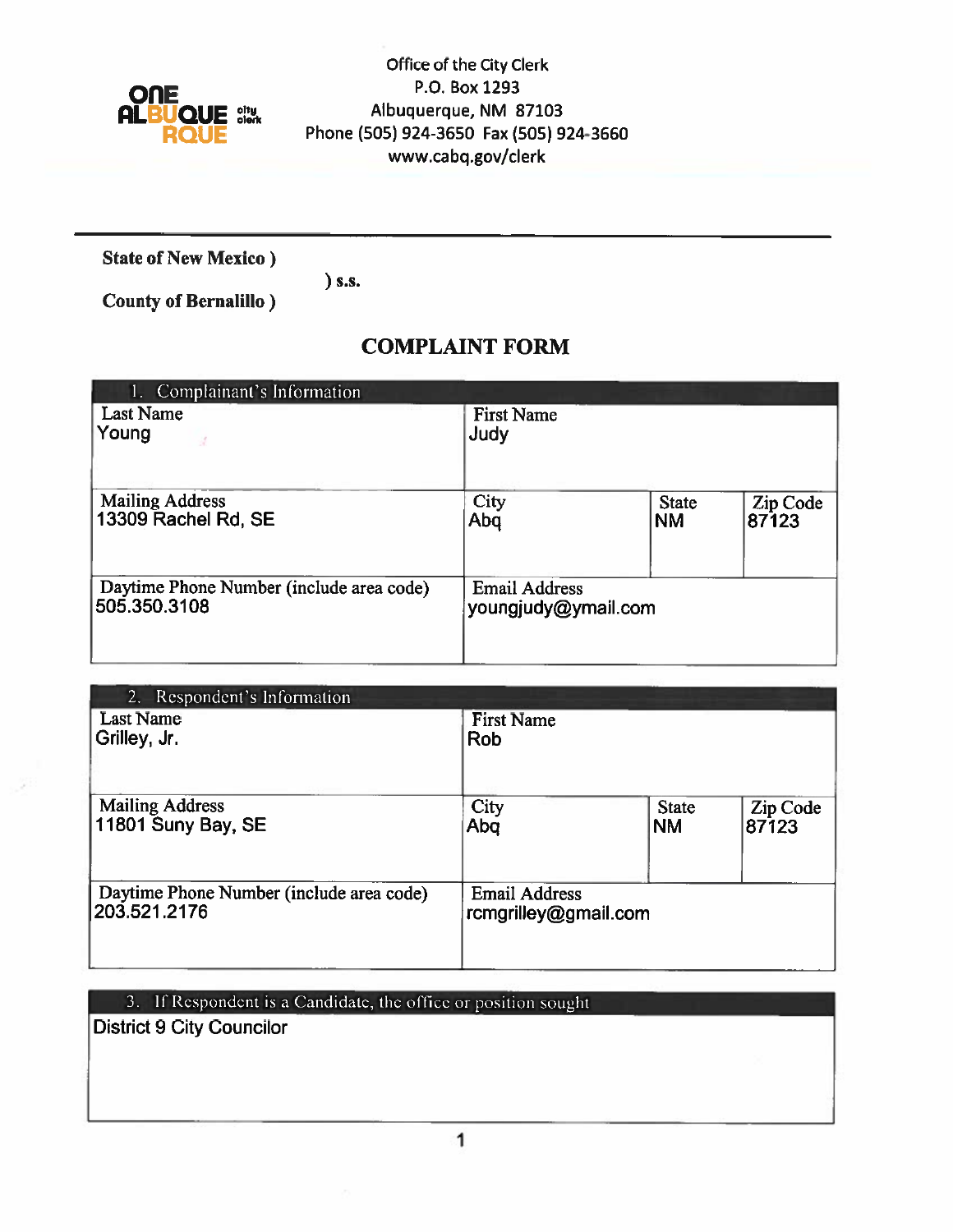ONE ALBUQUERQUE city clerk

Office of the City Clerk
P.O. Box 1293
Albuquerque, NM 87103
Phone (505) 924-3650 Fax (505) 924-3660
www.cabq.gov/clerk

**State of New Mexico )**

**) s.s.**

**County of Bernalillo )**

## COMPLAINT FORM

| 1. Complainant's Information | | | |
|---|---|---|---|
| Last Name<br>Young | First Name<br>Judy | | |
| Mailing Address<br>13309 Rachel Rd, SE | City<br>Abq | State<br>NM | Zip Code<br>87123 |
| Daytime Phone Number (include area code)<br>505.350.3108 | Email Address<br>youngjudy@ymail.com | | |

| 2. Respondent's Information | | | |
|---|---|---|---|
| Last Name<br>Grilley, Jr. | First Name<br>Rob | | |
| Mailing Address<br>11801 Suny Bay, SE | City<br>Abq | State<br>NM | Zip Code<br>87123 |
| Daytime Phone Number (include area code)<br>203.521.2176 | Email Address<br>rcmgrilley@gmail.com | | |

| 3. If Respondent is a Candidate, the office or position sought |
|---|
| District 9 City Councilor |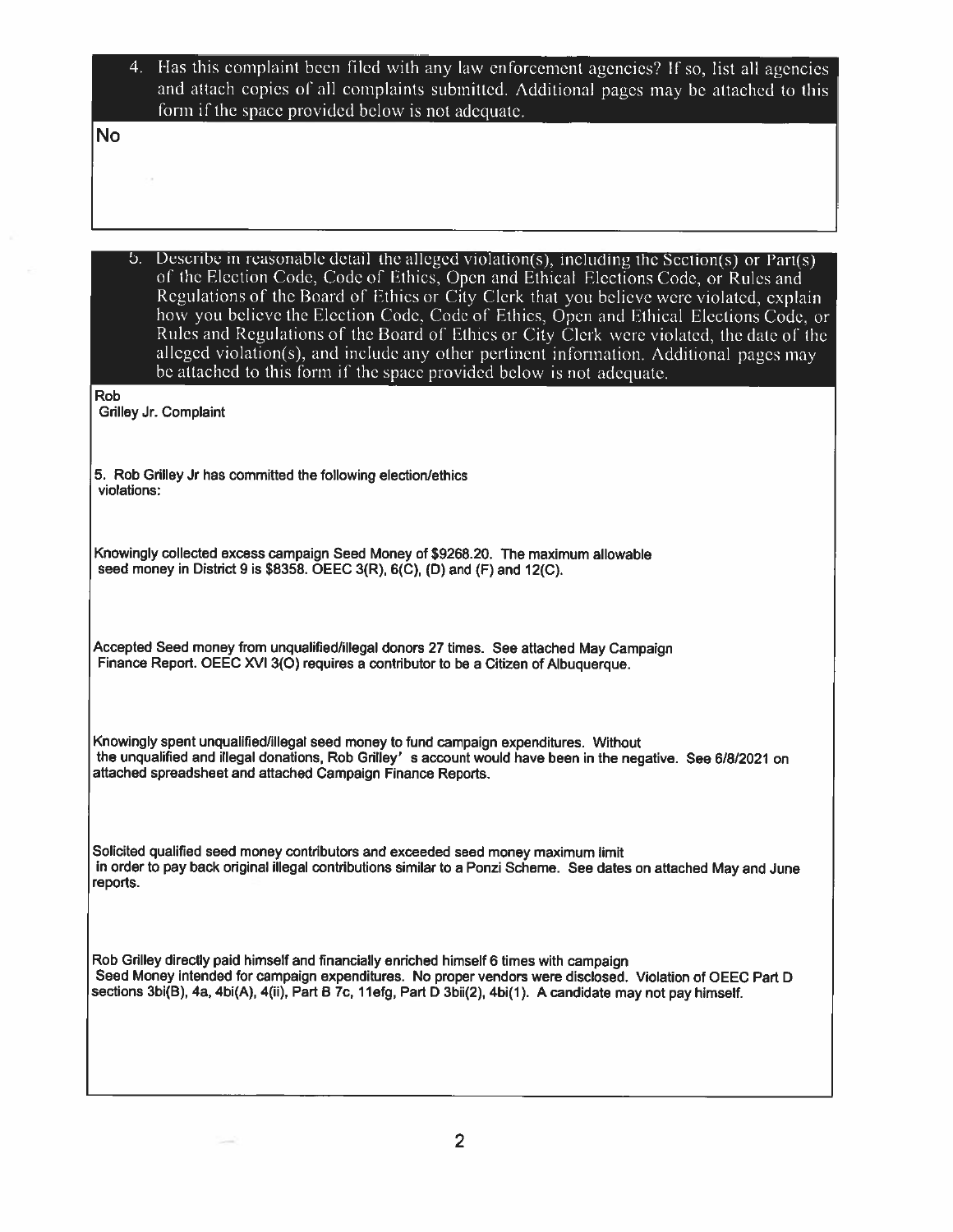4. Has this complaint been filed with any law enforcement agencies? If so, list all agencies and attach copies of all complaints submitted. Additional pages may be attached to this form if the space provided below is not adequate.

No

5. Describe in reasonable detail the alleged violation(s), including the Section(s) or Part(s) of the Election Code, Code of Ethics, Open and Ethical Elections Code, or Rules and Regulations of the Board of Ethics or City Clerk that you believe were violated, explain how you believe the Election Code, Code of Ethics, Open and Ethical Elections Code, or Rules and Regulations of the Board of Ethics or City Clerk were violated, the date of the alleged violation(s), and include any other pertinent information. Additional pages may be attached to this form if the space provided below is not adequate.

Rob
Grilley Jr. Complaint

5. Rob Grilley Jr has committed the following election/ethics violations:

Knowingly collected excess campaign Seed Money of $9268.20. The maximum allowable seed money in District 9 is $8358. OEEC 3(R), 6(C), (D) and (F) and 12(C).

Accepted Seed money from unqualified/illegal donors 27 times. See attached May Campaign Finance Report. OEEC XVI 3(O) requires a contributor to be a Citizen of Albuquerque.

Knowingly spent unqualified/illegal seed money to fund campaign expenditures. Without the unqualified and illegal donations, Rob Grilley' s account would have been in the negative. See 6/8/2021 on attached spreadsheet and attached Campaign Finance Reports.

Solicited qualified seed money contributors and exceeded seed money maximum limit in order to pay back original illegal contributions similar to a Ponzi Scheme. See dates on attached May and June reports.

Rob Grilley directly paid himself and financially enriched himself 6 times with campaign Seed Money intended for campaign expenditures. No proper vendors were disclosed. Violation of OEEC Part D sections 3bi(B), 4a, 4bi(A), 4(ii), Part B 7c, 11efg, Part D 3bii(2), 4bi(1). A candidate may not pay himself.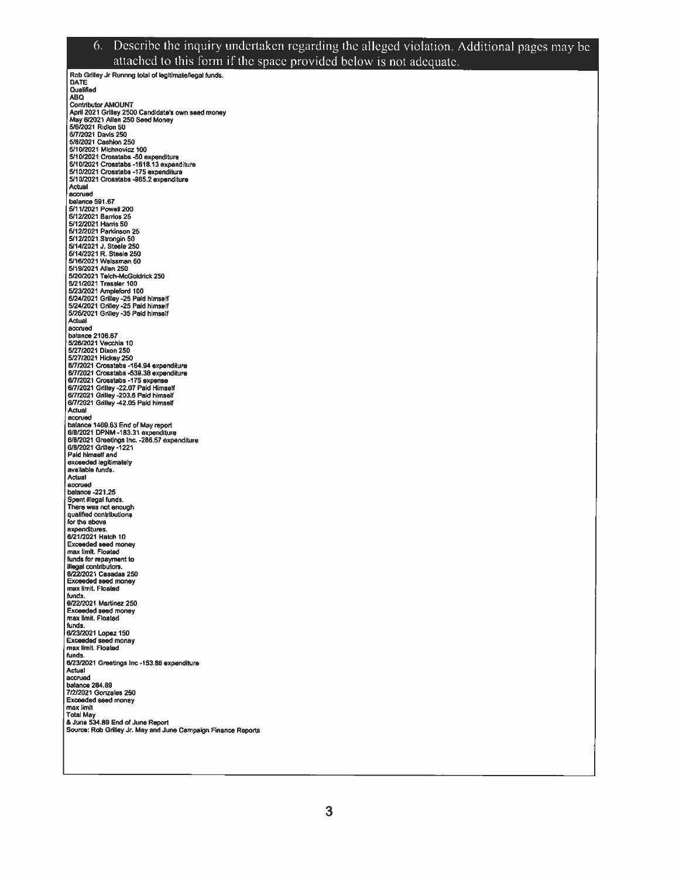## 6. Describe the inquiry undertaken regarding the alleged violation. Additional pages may be attached to this form if the space provided below is not adequate.

Rob Grilley Jr Running total of legitimate/legal funds.
DATE
Qualified
ABQ
Contributor AMOUNT
April 2021 Grilley 2500 Candidate's own seed money
May 6/2021 Allen 250 Seed Money
5/6/2021 Ridlon 50
5/7/2021 Davis 250
5/8/2021 Cashion 250
5/10/2021 Michnovicz 100
5/10/2021 Crosstabs -50 expenditure
5/10/2021 Crosstabs -1618.13 expenditure
5/10/2021 Crosstabs -175 expenditure
5/10/2021 Crosstabs -965.2 expenditure
Actual
accrued
balance 591.67
5/11/2021 Powell 200
5/12/2021 Barrios 25
5/12/2021 Harris 50
5/12/2021 Parkinson 25
5/12/2021 Strongin 50
5/14/2021 J. Steele 250
5/14/2021 R. Steele 250
5/16/2021 Weissman 50
5/19/2021 Allen 250
5/20/2021 Teich-McGoldrick 250
5/21/2021 Tressler 100
5/23/2021 Ampleford 100
5/24/2021 Grilley -25 Paid himself
5/24/2021 Grilley -25 Paid himself
5/26/2021 Grilley -35 Paid himself
Actual
accrued
balance 2106.67
5/26/2021 Vecchia 10
5/27/2021 Dixon 250
5/27/2021 Hickey 250
6/7/2021 Crosstabs -164.94 expenditure
6/7/2021 Crosstabs -539.38 expenditure
6/7/2021 Crosstabs -175 expense
6/7/2021 Grilley -22.07 Paid Himself
6/7/2021 Grilley -203.6 Paid himself
6/7/2021 Grilley -42.05 Paid himself
Actual
accrued
balance 1469.63 End of May report
6/8/2021 DPNM -183.31 expenditure
6/8/2021 Greetings Inc. -286.57 expenditure
6/8/2021 Grilley -1221
Paid himself and
exceeded legitimately
available funds.
Actual
accrued
balance -221.25
Spent illegal funds.
There was not enough
qualified contributions
for the above
expenditures.
6/21/2021 Hatch 10
Exceeded seed money
max limit. Floated
funds for repayment to
illegal contributors.
6/22/2021 Casadas 250
Exceeded seed money
max limit. Floated
funds.
6/22/2021 Martinez 250
Exceeded seed money
max limit. Floated
funds.
6/23/2021 Lopez 150
Exceeded seed money
max limit. Floated
funds.
6/23/2021 Greetings Inc -153.86 expenditure
Actual
accrued
balance 284.89
7/2/2021 Gonzales 250
Exceeded seed money
max limit
Total May
& June 534.89 End of June Report
Source: Rob Grilley Jr. May and June Campaign Finance Reports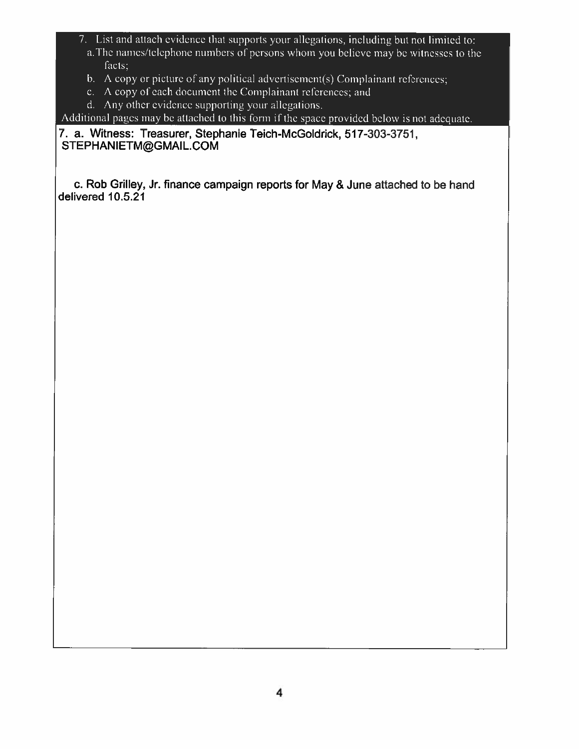7. List and attach evidence that supports your allegations, including but not limited to:
   a. The names/telephone numbers of persons whom you believe may be witnesses to the facts;
   b. A copy or picture of any political advertisement(s) Complainant references;
   c. A copy of each document the Complainant references; and
   d. Any other evidence supporting your allegations.

Additional pages may be attached to this form if the space provided below is not adequate.

**7. a. Witness: Treasurer, Stephanie Teich-McGoldrick, 517-303-3751, STEPHANIETM@GMAIL.COM**

**c. Rob Grilley, Jr. finance campaign reports for May & June attached to be hand delivered 10.5.21**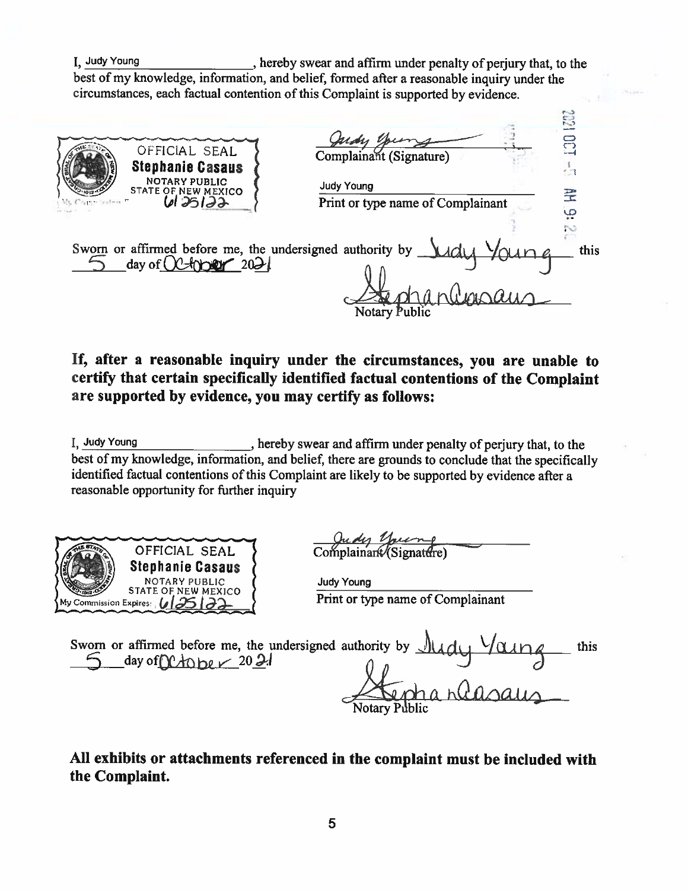I, Judy Young ______________________, hereby swear and affirm under penalty of perjury that, to the best of my knowledge, information, and belief, formed after a reasonable inquiry under the circumstances, each factual contention of this Complaint is supported by evidence.

OFFICIAL SEAL
**Stephanie Casaus**
NOTARY PUBLIC
STATE OF NEW MEXICO
My Commission Expires: 6/25/22

2021 OCT -5 AM 9:26

Judy Young
Complainant (Signature)

Judy Young
Print or type name of Complainant

Sworn or affirmed before me, the undersigned authority by Judy Young this 5 day of October 2021

Stephanie Casaus
Notary Public

**If, after a reasonable inquiry under the circumstances, you are unable to certify that certain specifically identified factual contentions of the Complaint are supported by evidence, you may certify as follows:**

I, Judy Young ______________________, hereby swear and affirm under penalty of perjury that, to the best of my knowledge, information, and belief, there are grounds to conclude that the specifically identified factual contentions of this Complaint are likely to be supported by evidence after a reasonable opportunity for further inquiry

OFFICIAL SEAL
**Stephanie Casaus**
NOTARY PUBLIC
STATE OF NEW MEXICO
My Commission Expires: 6/25/22

Judy Young
Complainant (Signature)

Judy Young
Print or type name of Complainant

Sworn or affirmed before me, the undersigned authority by Judy Young this 5 day of October 2021

Stephanie Casaus
Notary Public

**All exhibits or attachments referenced in the complaint must be included with the Complaint.**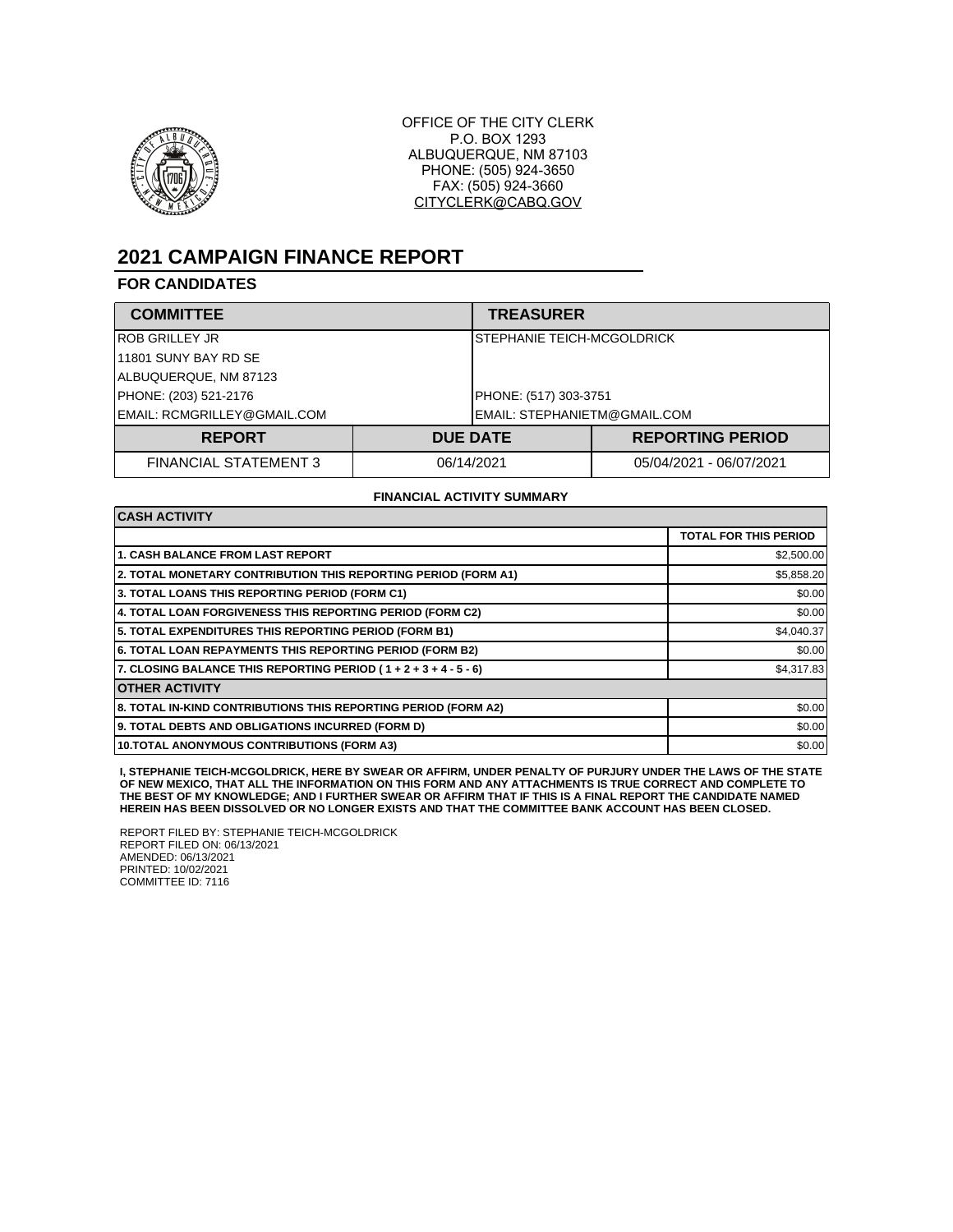OFFICE OF THE CITY CLERK
P.O. BOX 1293
ALBUQUERQUE, NM 87103
PHONE: (505) 924-3650
FAX: (505) 924-3660
CITYCLERK@CABQ.GOV

# 2021 CAMPAIGN FINANCE REPORT

## FOR CANDIDATES

| COMMITTEE | TREASURER |
| --- | --- |
| ROB GRILLEY JR | STEPHANIE TEICH-MCGOLDRICK |
| 11801 SUNY BAY RD SE | |
| ALBUQUERQUE, NM 87123 | |
| PHONE: (203) 521-2176 | PHONE: (517) 303-3751 |
| EMAIL: RCMGRILLEY@GMAIL.COM | EMAIL: STEPHANIETM@GMAIL.COM |

| REPORT | DUE DATE | REPORTING PERIOD |
| --- | --- | --- |
| FINANCIAL STATEMENT 3 | 06/14/2021 | 05/04/2021 - 06/07/2021 |

**FINANCIAL ACTIVITY SUMMARY**

| CASH ACTIVITY | |
| --- | --- |
| | **TOTAL FOR THIS PERIOD** |
| **1. CASH BALANCE FROM LAST REPORT** | $2,500.00 |
| **2. TOTAL MONETARY CONTRIBUTION THIS REPORTING PERIOD (FORM A1)** | $5,858.20 |
| **3. TOTAL LOANS THIS REPORTING PERIOD (FORM C1)** | $0.00 |
| **4. TOTAL LOAN FORGIVENESS THIS REPORTING PERIOD (FORM C2)** | $0.00 |
| **5. TOTAL EXPENDITURES THIS REPORTING PERIOD (FORM B1)** | $4,040.37 |
| **6. TOTAL LOAN REPAYMENTS THIS REPORTING PERIOD (FORM B2)** | $0.00 |
| **7. CLOSING BALANCE THIS REPORTING PERIOD ( 1 + 2 + 3 + 4 - 5 - 6)** | $4,317.83 |
| **OTHER ACTIVITY** | |
| **8. TOTAL IN-KIND CONTRIBUTIONS THIS REPORTING PERIOD (FORM A2)** | $0.00 |
| **9. TOTAL DEBTS AND OBLIGATIONS INCURRED (FORM D)** | $0.00 |
| **10.TOTAL ANONYMOUS CONTRIBUTIONS (FORM A3)** | $0.00 |

**I, STEPHANIE TEICH-MCGOLDRICK, HERE BY SWEAR OR AFFIRM, UNDER PENALTY OF PURJURY UNDER THE LAWS OF THE STATE OF NEW MEXICO, THAT ALL THE INFORMATION ON THIS FORM AND ANY ATTACHMENTS IS TRUE CORRECT AND COMPLETE TO THE BEST OF MY KNOWLEDGE; AND I FURTHER SWEAR OR AFFIRM THAT IF THIS IS A FINAL REPORT THE CANDIDATE NAMED HEREIN HAS BEEN DISSOLVED OR NO LONGER EXISTS AND THAT THE COMMITTEE BANK ACCOUNT HAS BEEN CLOSED.**

REPORT FILED BY: STEPHANIE TEICH-MCGOLDRICK
REPORT FILED ON: 06/13/2021
AMENDED: 06/13/2021
PRINTED: 10/02/2021
COMMITTEE ID: 7116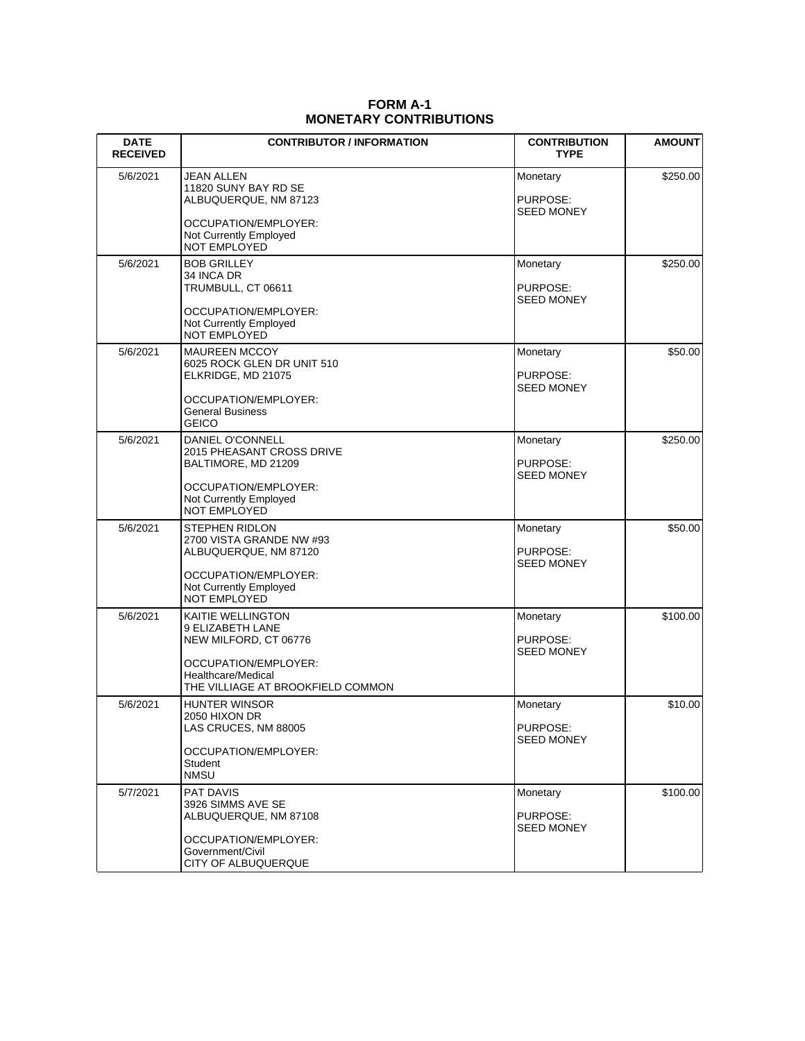# FORM A-1
# MONETARY CONTRIBUTIONS

| DATE RECEIVED | CONTRIBUTOR / INFORMATION | CONTRIBUTION TYPE | AMOUNT |
|---|---|---|---|
| 5/6/2021 | JEAN ALLEN<br>11820 SUNY BAY RD SE<br>ALBUQUERQUE, NM 87123<br><br>OCCUPATION/EMPLOYER:<br>Not Currently Employed<br>NOT EMPLOYED | Monetary<br><br>PURPOSE:<br>SEED MONEY | $250.00 |
| 5/6/2021 | BOB GRILLEY<br>34 INCA DR<br>TRUMBULL, CT 06611<br><br>OCCUPATION/EMPLOYER:<br>Not Currently Employed<br>NOT EMPLOYED | Monetary<br><br>PURPOSE:<br>SEED MONEY | $250.00 |
| 5/6/2021 | MAUREEN MCCOY<br>6025 ROCK GLEN DR UNIT 510<br>ELKRIDGE, MD 21075<br><br>OCCUPATION/EMPLOYER:<br>General Business<br>GEICO | Monetary<br><br>PURPOSE:<br>SEED MONEY | $50.00 |
| 5/6/2021 | DANIEL O'CONNELL<br>2015 PHEASANT CROSS DRIVE<br>BALTIMORE, MD 21209<br><br>OCCUPATION/EMPLOYER:<br>Not Currently Employed<br>NOT EMPLOYED | Monetary<br><br>PURPOSE:<br>SEED MONEY | $250.00 |
| 5/6/2021 | STEPHEN RIDLON<br>2700 VISTA GRANDE NW #93<br>ALBUQUERQUE, NM 87120<br><br>OCCUPATION/EMPLOYER:<br>Not Currently Employed<br>NOT EMPLOYED | Monetary<br><br>PURPOSE:<br>SEED MONEY | $50.00 |
| 5/6/2021 | KAITIE WELLINGTON<br>9 ELIZABETH LANE<br>NEW MILFORD, CT 06776<br><br>OCCUPATION/EMPLOYER:<br>Healthcare/Medical<br>THE VILLIAGE AT BROOKFIELD COMMON | Monetary<br><br>PURPOSE:<br>SEED MONEY | $100.00 |
| 5/6/2021 | HUNTER WINSOR<br>2050 HIXON DR<br>LAS CRUCES, NM 88005<br><br>OCCUPATION/EMPLOYER:<br>Student<br>NMSU | Monetary<br><br>PURPOSE:<br>SEED MONEY | $10.00 |
| 5/7/2021 | PAT DAVIS<br>3926 SIMMS AVE SE<br>ALBUQUERQUE, NM 87108<br><br>OCCUPATION/EMPLOYER:<br>Government/Civil<br>CITY OF ALBUQUERQUE | Monetary<br><br>PURPOSE:<br>SEED MONEY | $100.00 |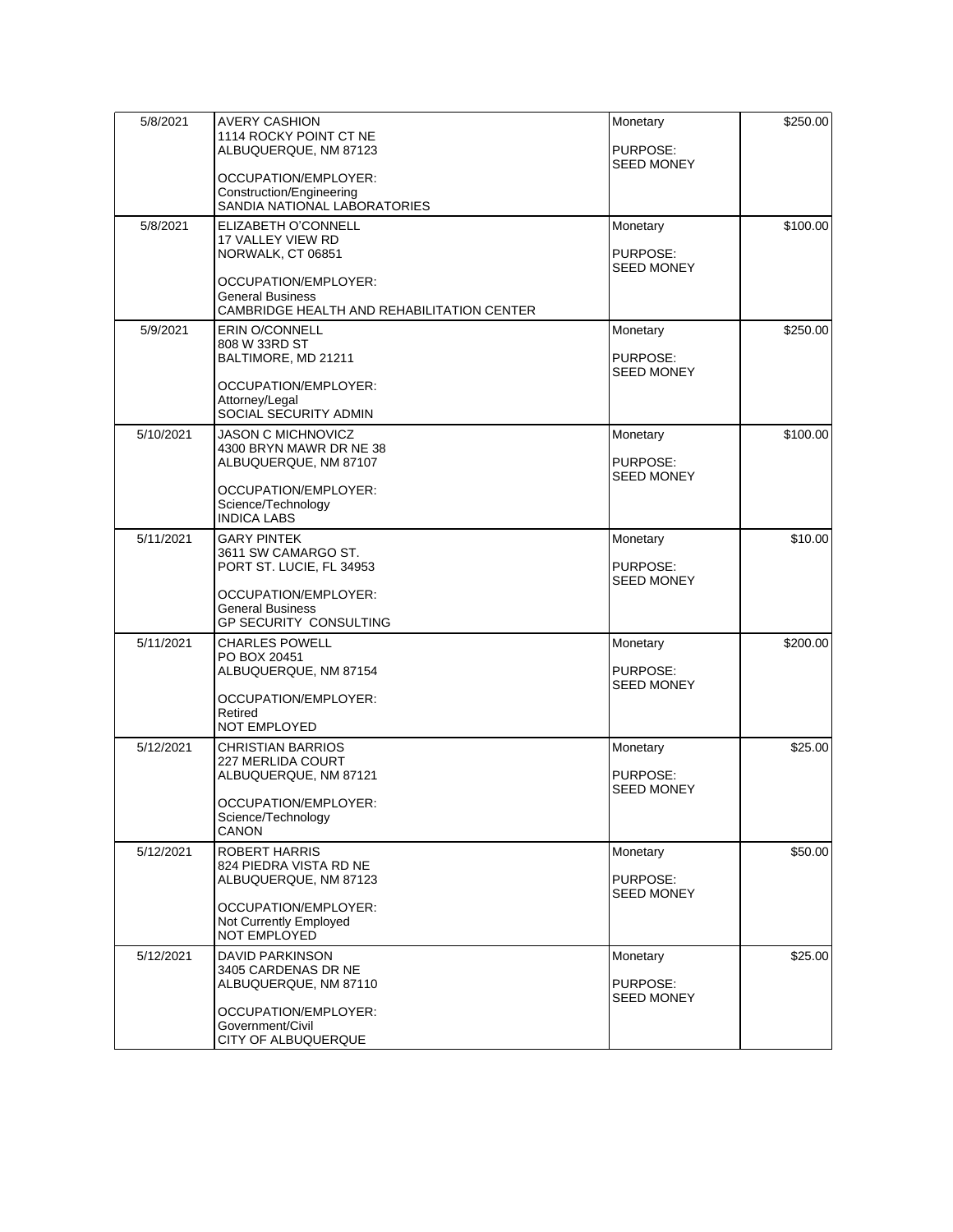| Date | Contributor | Type | Amount |
| --- | --- | --- | --- |
| 5/8/2021 | AVERY CASHION<br>1114 ROCKY POINT CT NE<br>ALBUQUERQUE, NM 87123<br><br>OCCUPATION/EMPLOYER:<br>Construction/Engineering<br>SANDIA NATIONAL LABORATORIES | Monetary<br><br>PURPOSE:<br>SEED MONEY | $250.00 |
| 5/8/2021 | ELIZABETH O'CONNELL<br>17 VALLEY VIEW RD<br>NORWALK, CT 06851<br><br>OCCUPATION/EMPLOYER:<br>General Business<br>CAMBRIDGE HEALTH AND REHABILITATION CENTER | Monetary<br><br>PURPOSE:<br>SEED MONEY | $100.00 |
| 5/9/2021 | ERIN O/CONNELL<br>808 W 33RD ST<br>BALTIMORE, MD 21211<br><br>OCCUPATION/EMPLOYER:<br>Attorney/Legal<br>SOCIAL SECURITY ADMIN | Monetary<br><br>PURPOSE:<br>SEED MONEY | $250.00 |
| 5/10/2021 | JASON C MICHNOVICZ<br>4300 BRYN MAWR DR NE 38<br>ALBUQUERQUE, NM 87107<br><br>OCCUPATION/EMPLOYER:<br>Science/Technology<br>INDICA LABS | Monetary<br><br>PURPOSE:<br>SEED MONEY | $100.00 |
| 5/11/2021 | GARY PINTEK<br>3611 SW CAMARGO ST.<br>PORT ST. LUCIE, FL 34953<br><br>OCCUPATION/EMPLOYER:<br>General Business<br>GP SECURITY CONSULTING | Monetary<br><br>PURPOSE:<br>SEED MONEY | $10.00 |
| 5/11/2021 | CHARLES POWELL<br>PO BOX 20451<br>ALBUQUERQUE, NM 87154<br><br>OCCUPATION/EMPLOYER:<br>Retired<br>NOT EMPLOYED | Monetary<br><br>PURPOSE:<br>SEED MONEY | $200.00 |
| 5/12/2021 | CHRISTIAN BARRIOS<br>227 MERLIDA COURT<br>ALBUQUERQUE, NM 87121<br><br>OCCUPATION/EMPLOYER:<br>Science/Technology<br>CANON | Monetary<br><br>PURPOSE:<br>SEED MONEY | $25.00 |
| 5/12/2021 | ROBERT HARRIS<br>824 PIEDRA VISTA RD NE<br>ALBUQUERQUE, NM 87123<br><br>OCCUPATION/EMPLOYER:<br>Not Currently Employed<br>NOT EMPLOYED | Monetary<br><br>PURPOSE:<br>SEED MONEY | $50.00 |
| 5/12/2021 | DAVID PARKINSON<br>3405 CARDENAS DR NE<br>ALBUQUERQUE, NM 87110<br><br>OCCUPATION/EMPLOYER:<br>Government/Civil<br>CITY OF ALBUQUERQUE | Monetary<br><br>PURPOSE:<br>SEED MONEY | $25.00 |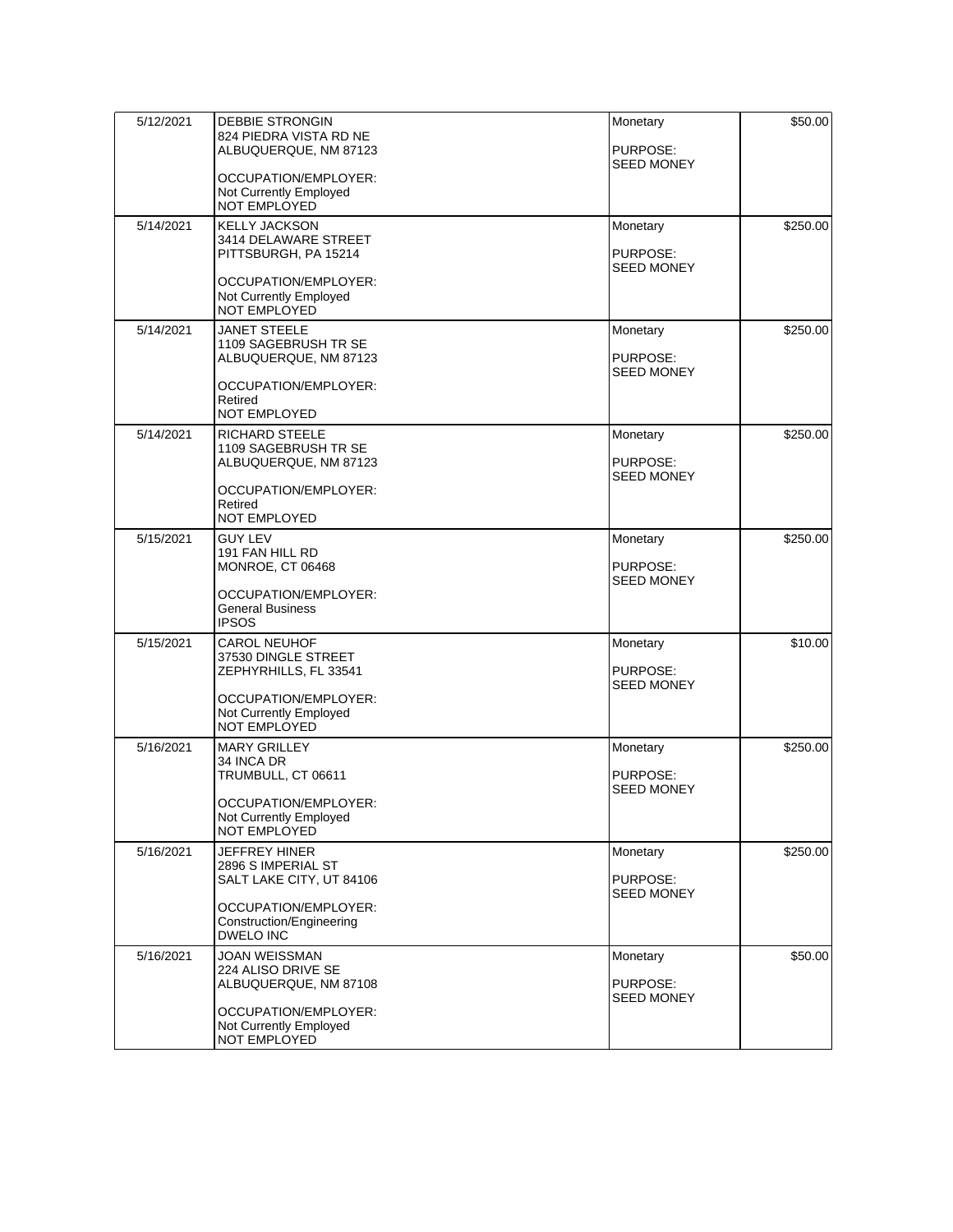| | | | |
|---|---|---|---|
| 5/12/2021 | DEBBIE STRONGIN<br>824 PIEDRA VISTA RD NE<br>ALBUQUERQUE, NM 87123<br><br>OCCUPATION/EMPLOYER:<br>Not Currently Employed<br>NOT EMPLOYED | Monetary<br><br>PURPOSE:<br>SEED MONEY | $50.00 |
| 5/14/2021 | KELLY JACKSON<br>3414 DELAWARE STREET<br>PITTSBURGH, PA 15214<br><br>OCCUPATION/EMPLOYER:<br>Not Currently Employed<br>NOT EMPLOYED | Monetary<br><br>PURPOSE:<br>SEED MONEY | $250.00 |
| 5/14/2021 | JANET STEELE<br>1109 SAGEBRUSH TR SE<br>ALBUQUERQUE, NM 87123<br><br>OCCUPATION/EMPLOYER:<br>Retired<br>NOT EMPLOYED | Monetary<br><br>PURPOSE:<br>SEED MONEY | $250.00 |
| 5/14/2021 | RICHARD STEELE<br>1109 SAGEBRUSH TR SE<br>ALBUQUERQUE, NM 87123<br><br>OCCUPATION/EMPLOYER:<br>Retired<br>NOT EMPLOYED | Monetary<br><br>PURPOSE:<br>SEED MONEY | $250.00 |
| 5/15/2021 | GUY LEV<br>191 FAN HILL RD<br>MONROE, CT 06468<br><br>OCCUPATION/EMPLOYER:<br>General Business<br>IPSOS | Monetary<br><br>PURPOSE:<br>SEED MONEY | $250.00 |
| 5/15/2021 | CAROL NEUHOF<br>37530 DINGLE STREET<br>ZEPHYRHILLS, FL 33541<br><br>OCCUPATION/EMPLOYER:<br>Not Currently Employed<br>NOT EMPLOYED | Monetary<br><br>PURPOSE:<br>SEED MONEY | $10.00 |
| 5/16/2021 | MARY GRILLEY<br>34 INCA DR<br>TRUMBULL, CT 06611<br><br>OCCUPATION/EMPLOYER:<br>Not Currently Employed<br>NOT EMPLOYED | Monetary<br><br>PURPOSE:<br>SEED MONEY | $250.00 |
| 5/16/2021 | JEFFREY HINER<br>2896 S IMPERIAL ST<br>SALT LAKE CITY, UT 84106<br><br>OCCUPATION/EMPLOYER:<br>Construction/Engineering<br>DWELO INC | Monetary<br><br>PURPOSE:<br>SEED MONEY | $250.00 |
| 5/16/2021 | JOAN WEISSMAN<br>224 ALISO DRIVE SE<br>ALBUQUERQUE, NM 87108<br><br>OCCUPATION/EMPLOYER:<br>Not Currently Employed<br>NOT EMPLOYED | Monetary<br><br>PURPOSE:<br>SEED MONEY | $50.00 |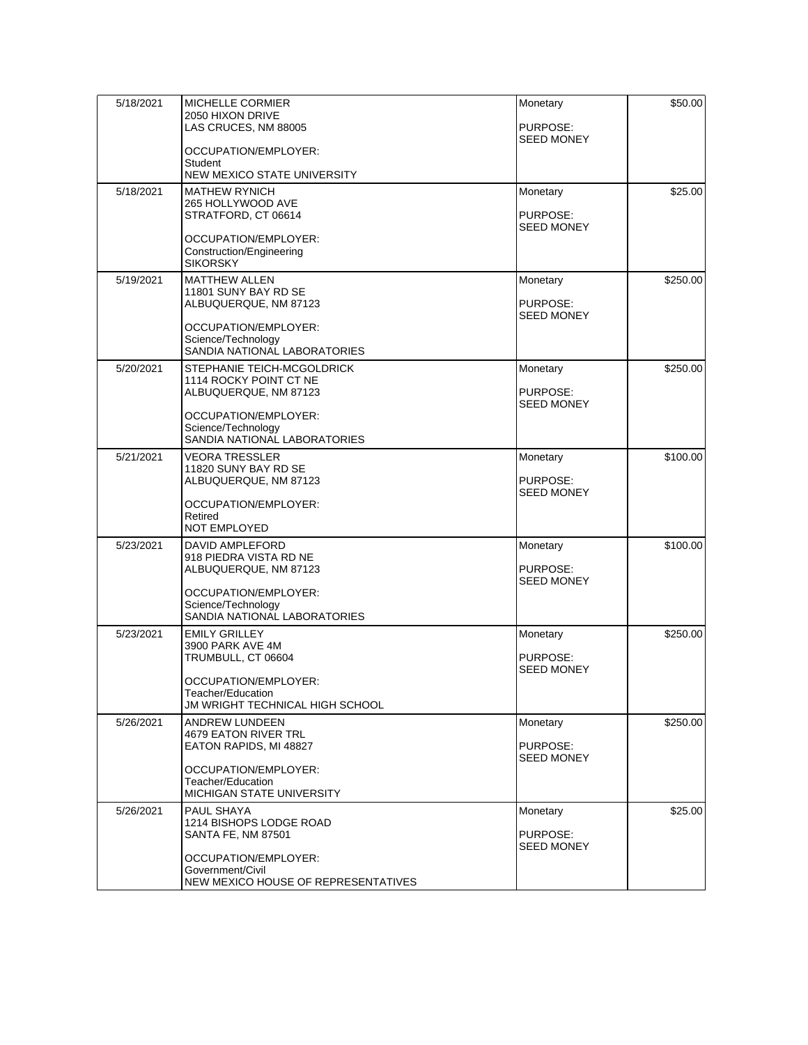| | | | |
|---|---|---|---|
| 5/18/2021 | MICHELLE CORMIER<br>2050 HIXON DRIVE<br>LAS CRUCES, NM 88005<br><br>OCCUPATION/EMPLOYER:<br>Student<br>NEW MEXICO STATE UNIVERSITY | Monetary<br><br>PURPOSE:<br>SEED MONEY | $50.00 |
| 5/18/2021 | MATHEW RYNICH<br>265 HOLLYWOOD AVE<br>STRATFORD, CT 06614<br><br>OCCUPATION/EMPLOYER:<br>Construction/Engineering<br>SIKORSKY | Monetary<br><br>PURPOSE:<br>SEED MONEY | $25.00 |
| 5/19/2021 | MATTHEW ALLEN<br>11801 SUNY BAY RD SE<br>ALBUQUERQUE, NM 87123<br><br>OCCUPATION/EMPLOYER:<br>Science/Technology<br>SANDIA NATIONAL LABORATORIES | Monetary<br><br>PURPOSE:<br>SEED MONEY | $250.00 |
| 5/20/2021 | STEPHANIE TEICH-MCGOLDRICK<br>1114 ROCKY POINT CT NE<br>ALBUQUERQUE, NM 87123<br><br>OCCUPATION/EMPLOYER:<br>Science/Technology<br>SANDIA NATIONAL LABORATORIES | Monetary<br><br>PURPOSE:<br>SEED MONEY | $250.00 |
| 5/21/2021 | VEORA TRESSLER<br>11820 SUNY BAY RD SE<br>ALBUQUERQUE, NM 87123<br><br>OCCUPATION/EMPLOYER:<br>Retired<br>NOT EMPLOYED | Monetary<br><br>PURPOSE:<br>SEED MONEY | $100.00 |
| 5/23/2021 | DAVID AMPLEFORD<br>918 PIEDRA VISTA RD NE<br>ALBUQUERQUE, NM 87123<br><br>OCCUPATION/EMPLOYER:<br>Science/Technology<br>SANDIA NATIONAL LABORATORIES | Monetary<br><br>PURPOSE:<br>SEED MONEY | $100.00 |
| 5/23/2021 | EMILY GRILLEY<br>3900 PARK AVE 4M<br>TRUMBULL, CT 06604<br><br>OCCUPATION/EMPLOYER:<br>Teacher/Education<br>JM WRIGHT TECHNICAL HIGH SCHOOL | Monetary<br><br>PURPOSE:<br>SEED MONEY | $250.00 |
| 5/26/2021 | ANDREW LUNDEEN<br>4679 EATON RIVER TRL<br>EATON RAPIDS, MI 48827<br><br>OCCUPATION/EMPLOYER:<br>Teacher/Education<br>MICHIGAN STATE UNIVERSITY | Monetary<br><br>PURPOSE:<br>SEED MONEY | $250.00 |
| 5/26/2021 | PAUL SHAYA<br>1214 BISHOPS LODGE ROAD<br>SANTA FE, NM 87501<br><br>OCCUPATION/EMPLOYER:<br>Government/Civil<br>NEW MEXICO HOUSE OF REPRESENTATIVES | Monetary<br><br>PURPOSE:<br>SEED MONEY | $25.00 |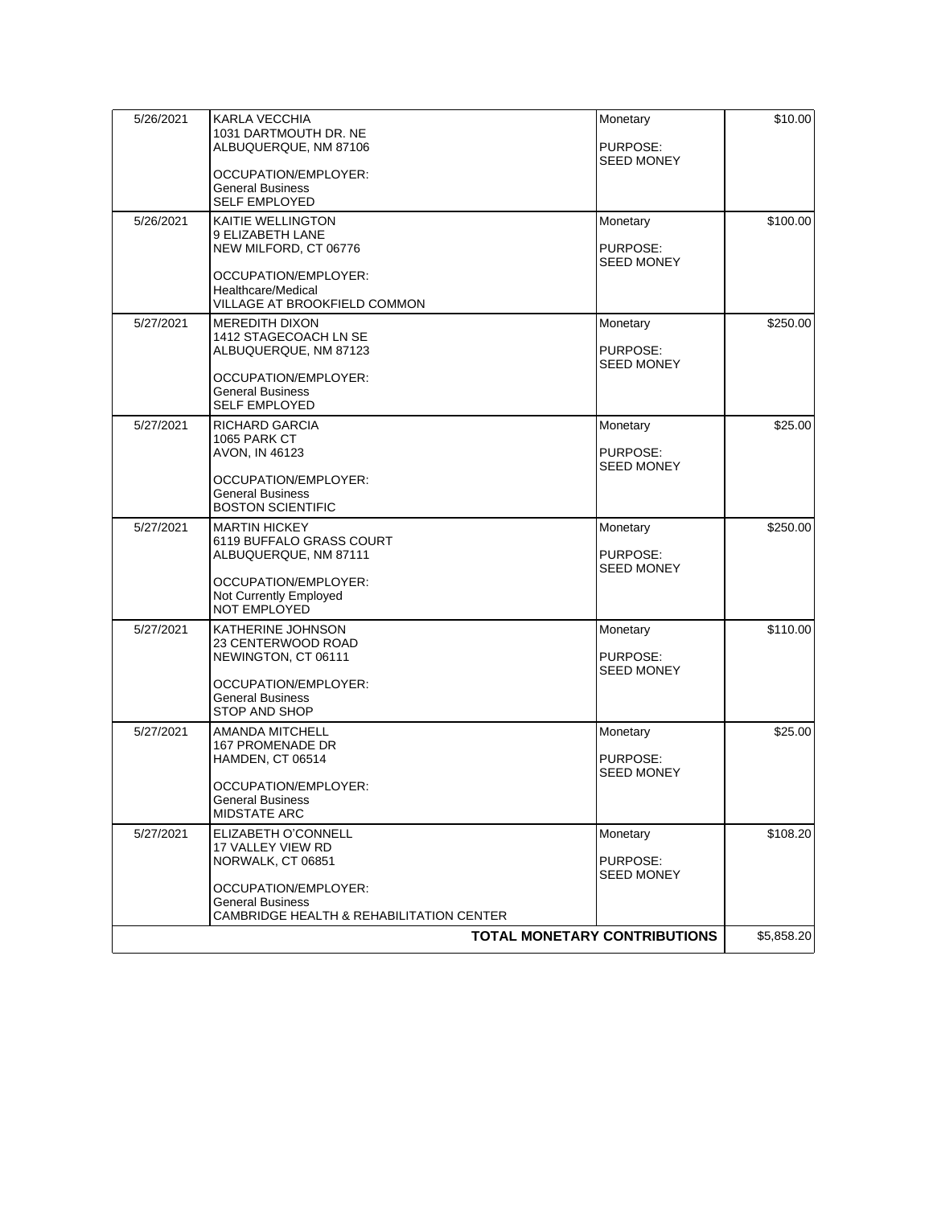| | | | |
|---|---|---|---|
| 5/26/2021 | KARLA VECCHIA<br>1031 DARTMOUTH DR. NE<br>ALBUQUERQUE, NM 87106<br><br>OCCUPATION/EMPLOYER:<br>General Business<br>SELF EMPLOYED | Monetary<br><br>PURPOSE:<br>SEED MONEY | $10.00 |
| 5/26/2021 | KAITIE WELLINGTON<br>9 ELIZABETH LANE<br>NEW MILFORD, CT 06776<br><br>OCCUPATION/EMPLOYER:<br>Healthcare/Medical<br>VILLAGE AT BROOKFIELD COMMON | Monetary<br><br>PURPOSE:<br>SEED MONEY | $100.00 |
| 5/27/2021 | MEREDITH DIXON<br>1412 STAGECOACH LN SE<br>ALBUQUERQUE, NM 87123<br><br>OCCUPATION/EMPLOYER:<br>General Business<br>SELF EMPLOYED | Monetary<br><br>PURPOSE:<br>SEED MONEY | $250.00 |
| 5/27/2021 | RICHARD GARCIA<br>1065 PARK CT<br>AVON, IN 46123<br><br>OCCUPATION/EMPLOYER:<br>General Business<br>BOSTON SCIENTIFIC | Monetary<br><br>PURPOSE:<br>SEED MONEY | $25.00 |
| 5/27/2021 | MARTIN HICKEY<br>6119 BUFFALO GRASS COURT<br>ALBUQUERQUE, NM 87111<br><br>OCCUPATION/EMPLOYER:<br>Not Currently Employed<br>NOT EMPLOYED | Monetary<br><br>PURPOSE:<br>SEED MONEY | $250.00 |
| 5/27/2021 | KATHERINE JOHNSON<br>23 CENTERWOOD ROAD<br>NEWINGTON, CT 06111<br><br>OCCUPATION/EMPLOYER:<br>General Business<br>STOP AND SHOP | Monetary<br><br>PURPOSE:<br>SEED MONEY | $110.00 |
| 5/27/2021 | AMANDA MITCHELL<br>167 PROMENADE DR<br>HAMDEN, CT 06514<br><br>OCCUPATION/EMPLOYER:<br>General Business<br>MIDSTATE ARC | Monetary<br><br>PURPOSE:<br>SEED MONEY | $25.00 |
| 5/27/2021 | ELIZABETH O'CONNELL<br>17 VALLEY VIEW RD<br>NORWALK, CT 06851<br><br>OCCUPATION/EMPLOYER:<br>General Business<br>CAMBRIDGE HEALTH & REHABILITATION CENTER | Monetary<br><br>PURPOSE:<br>SEED MONEY | $108.20 |
| | | **TOTAL MONETARY CONTRIBUTIONS** | $5,858.20 |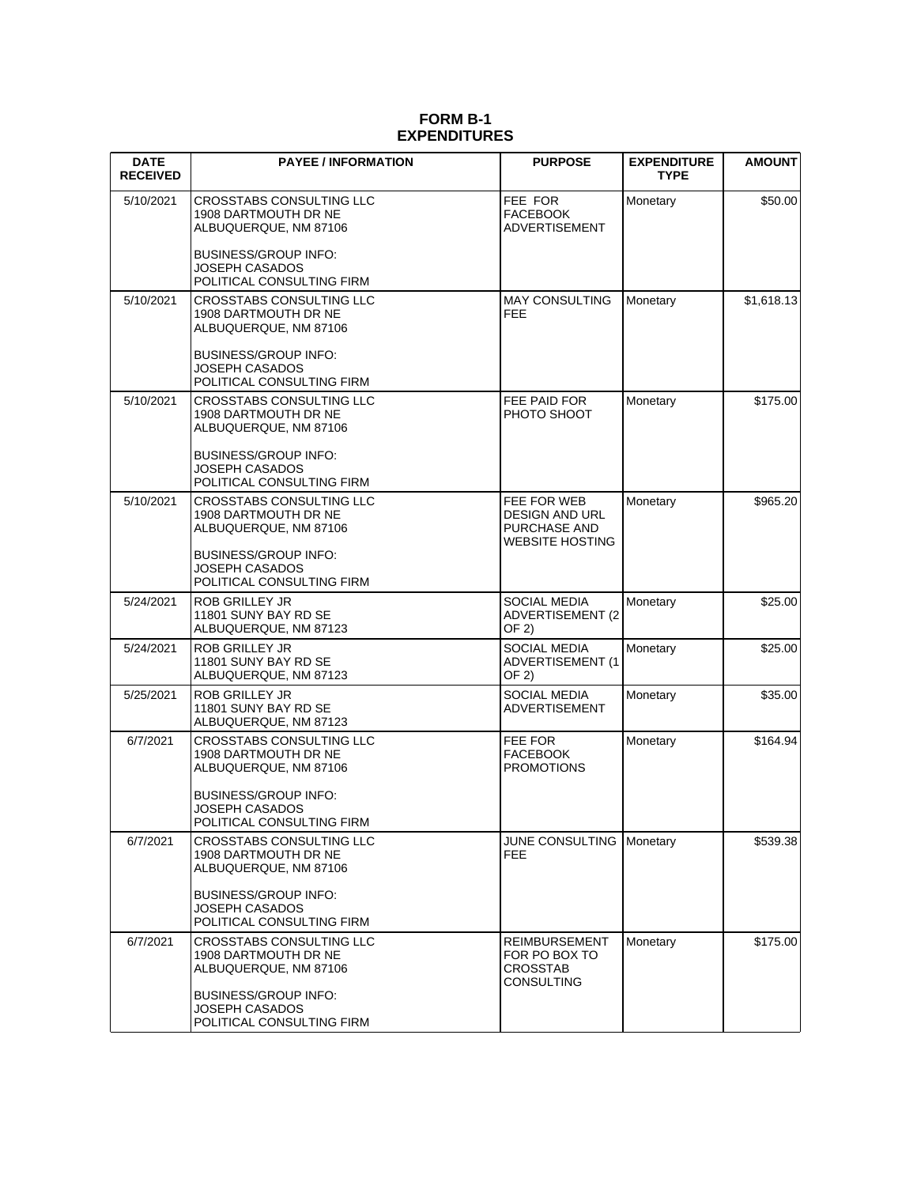# FORM B-1
# EXPENDITURES

| DATE RECEIVED | PAYEE / INFORMATION | PURPOSE | EXPENDITURE TYPE | AMOUNT |
|---|---|---|---|---|
| 5/10/2021 | CROSSTABS CONSULTING LLC<br>1908 DARTMOUTH DR NE<br>ALBUQUERQUE, NM 87106<br><br>BUSINESS/GROUP INFO:<br>JOSEPH CASADOS<br>POLITICAL CONSULTING FIRM | FEE FOR FACEBOOK ADVERTISEMENT | Monetary | $50.00 |
| 5/10/2021 | CROSSTABS CONSULTING LLC<br>1908 DARTMOUTH DR NE<br>ALBUQUERQUE, NM 87106<br><br>BUSINESS/GROUP INFO:<br>JOSEPH CASADOS<br>POLITICAL CONSULTING FIRM | MAY CONSULTING FEE | Monetary | $1,618.13 |
| 5/10/2021 | CROSSTABS CONSULTING LLC<br>1908 DARTMOUTH DR NE<br>ALBUQUERQUE, NM 87106<br><br>BUSINESS/GROUP INFO:<br>JOSEPH CASADOS<br>POLITICAL CONSULTING FIRM | FEE PAID FOR PHOTO SHOOT | Monetary | $175.00 |
| 5/10/2021 | CROSSTABS CONSULTING LLC<br>1908 DARTMOUTH DR NE<br>ALBUQUERQUE, NM 87106<br><br>BUSINESS/GROUP INFO:<br>JOSEPH CASADOS<br>POLITICAL CONSULTING FIRM | FEE FOR WEB DESIGN AND URL PURCHASE AND WEBSITE HOSTING | Monetary | $965.20 |
| 5/24/2021 | ROB GRILLEY JR<br>11801 SUNY BAY RD SE<br>ALBUQUERQUE, NM 87123 | SOCIAL MEDIA ADVERTISEMENT (2 OF 2) | Monetary | $25.00 |
| 5/24/2021 | ROB GRILLEY JR<br>11801 SUNY BAY RD SE<br>ALBUQUERQUE, NM 87123 | SOCIAL MEDIA ADVERTISEMENT (1 OF 2) | Monetary | $25.00 |
| 5/25/2021 | ROB GRILLEY JR<br>11801 SUNY BAY RD SE<br>ALBUQUERQUE, NM 87123 | SOCIAL MEDIA ADVERTISEMENT | Monetary | $35.00 |
| 6/7/2021 | CROSSTABS CONSULTING LLC<br>1908 DARTMOUTH DR NE<br>ALBUQUERQUE, NM 87106<br><br>BUSINESS/GROUP INFO:<br>JOSEPH CASADOS<br>POLITICAL CONSULTING FIRM | FEE FOR FACEBOOK PROMOTIONS | Monetary | $164.94 |
| 6/7/2021 | CROSSTABS CONSULTING LLC<br>1908 DARTMOUTH DR NE<br>ALBUQUERQUE, NM 87106<br><br>BUSINESS/GROUP INFO:<br>JOSEPH CASADOS<br>POLITICAL CONSULTING FIRM | JUNE CONSULTING FEE | Monetary | $539.38 |
| 6/7/2021 | CROSSTABS CONSULTING LLC<br>1908 DARTMOUTH DR NE<br>ALBUQUERQUE, NM 87106<br><br>BUSINESS/GROUP INFO:<br>JOSEPH CASADOS<br>POLITICAL CONSULTING FIRM | REIMBURSEMENT FOR PO BOX TO CROSSTAB CONSULTING | Monetary | $175.00 |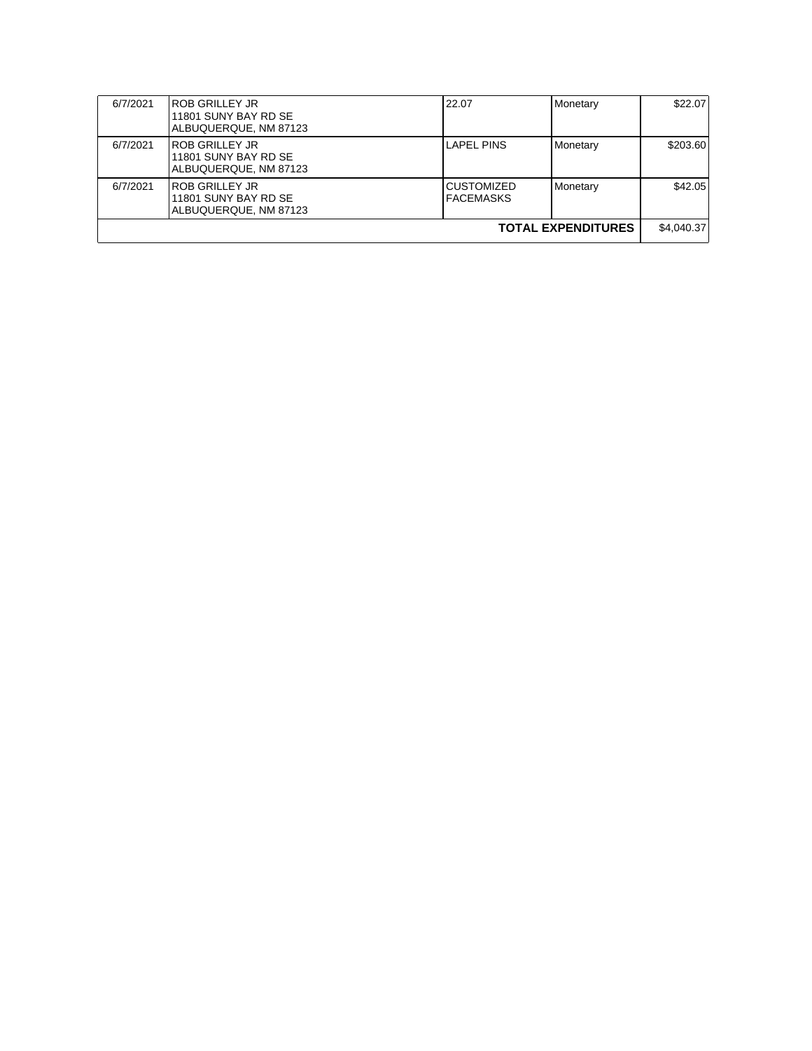| | | | | |
|---|---|---|---|---|
| 6/7/2021 | ROB GRILLEY JR<br>11801 SUNY BAY RD SE<br>ALBUQUERQUE, NM 87123 | 22.07 | Monetary | $22.07 |
| 6/7/2021 | ROB GRILLEY JR<br>11801 SUNY BAY RD SE<br>ALBUQUERQUE, NM 87123 | LAPEL PINS | Monetary | $203.60 |
| 6/7/2021 | ROB GRILLEY JR<br>11801 SUNY BAY RD SE<br>ALBUQUERQUE, NM 87123 | CUSTOMIZED FACEMASKS | Monetary | $42.05 |
| | | | **TOTAL EXPENDITURES** | $4,040.37 |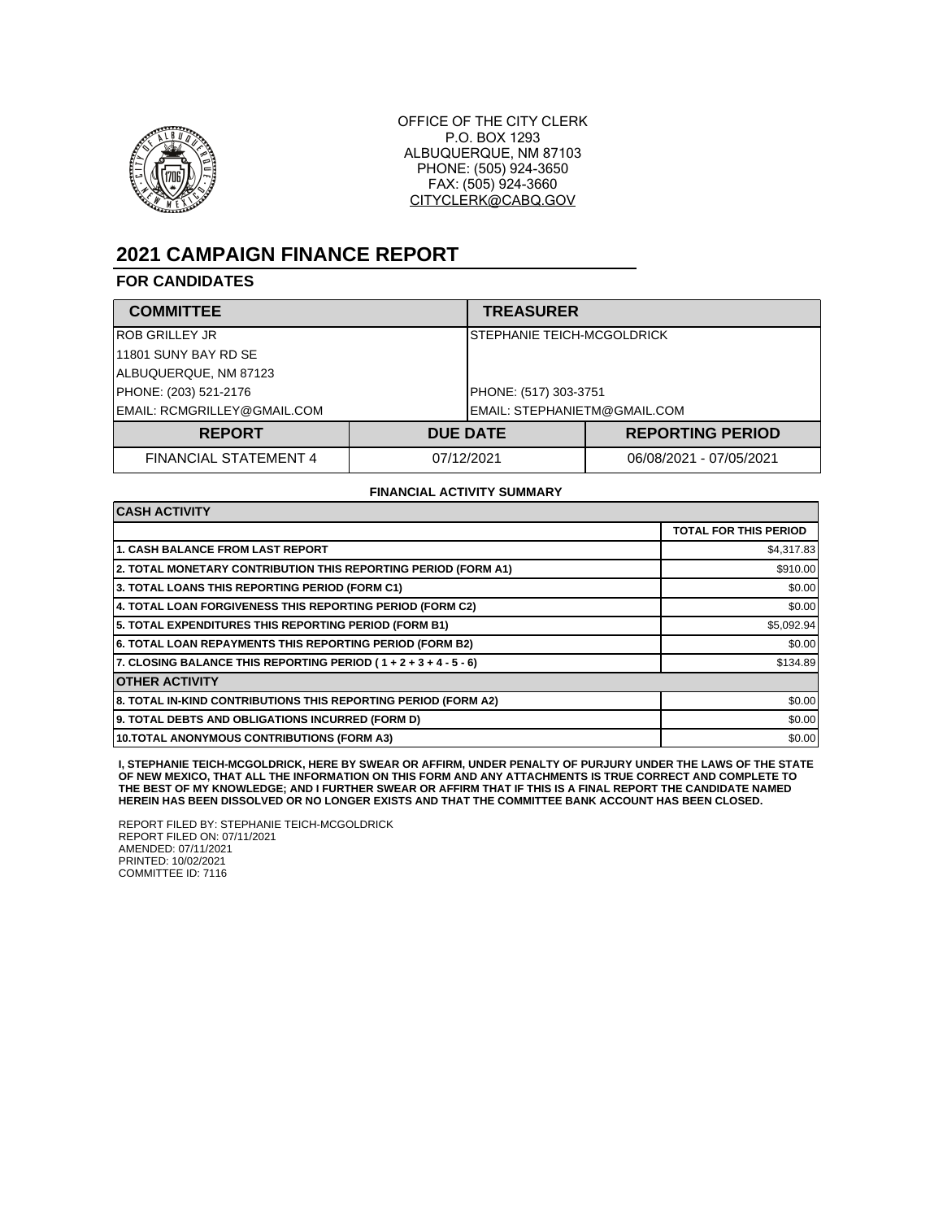OFFICE OF THE CITY CLERK
P.O. BOX 1293
ALBUQUERQUE, NM 87103
PHONE: (505) 924-3650
FAX: (505) 924-3660
CITYCLERK@CABQ.GOV

# 2021 CAMPAIGN FINANCE REPORT

## FOR CANDIDATES

| COMMITTEE | TREASURER |
|---|---|
| ROB GRILLEY JR | STEPHANIE TEICH-MCGOLDRICK |
| 11801 SUNY BAY RD SE | |
| ALBUQUERQUE, NM 87123 | |
| PHONE: (203) 521-2176 | PHONE: (517) 303-3751 |
| EMAIL: RCMGRILLEY@GMAIL.COM | EMAIL: STEPHANIETM@GMAIL.COM |

| REPORT | DUE DATE | REPORTING PERIOD |
|---|---|---|
| FINANCIAL STATEMENT 4 | 07/12/2021 | 06/08/2021 - 07/05/2021 |

**FINANCIAL ACTIVITY SUMMARY**

| CASH ACTIVITY | |
|---|---|
| | **TOTAL FOR THIS PERIOD** |
| **1. CASH BALANCE FROM LAST REPORT** | $4,317.83 |
| **2. TOTAL MONETARY CONTRIBUTION THIS REPORTING PERIOD (FORM A1)** | $910.00 |
| **3. TOTAL LOANS THIS REPORTING PERIOD (FORM C1)** | $0.00 |
| **4. TOTAL LOAN FORGIVENESS THIS REPORTING PERIOD (FORM C2)** | $0.00 |
| **5. TOTAL EXPENDITURES THIS REPORTING PERIOD (FORM B1)** | $5,092.94 |
| **6. TOTAL LOAN REPAYMENTS THIS REPORTING PERIOD (FORM B2)** | $0.00 |
| **7. CLOSING BALANCE THIS REPORTING PERIOD ( 1 + 2 + 3 + 4 - 5 - 6)** | $134.89 |
| **OTHER ACTIVITY** | |
| **8. TOTAL IN-KIND CONTRIBUTIONS THIS REPORTING PERIOD (FORM A2)** | $0.00 |
| **9. TOTAL DEBTS AND OBLIGATIONS INCURRED (FORM D)** | $0.00 |
| **10.TOTAL ANONYMOUS CONTRIBUTIONS (FORM A3)** | $0.00 |

**I, STEPHANIE TEICH-MCGOLDRICK, HERE BY SWEAR OR AFFIRM, UNDER PENALTY OF PURJURY UNDER THE LAWS OF THE STATE OF NEW MEXICO, THAT ALL THE INFORMATION ON THIS FORM AND ANY ATTACHMENTS IS TRUE CORRECT AND COMPLETE TO THE BEST OF MY KNOWLEDGE; AND I FURTHER SWEAR OR AFFIRM THAT IF THIS IS A FINAL REPORT THE CANDIDATE NAMED HEREIN HAS BEEN DISSOLVED OR NO LONGER EXISTS AND THAT THE COMMITTEE BANK ACCOUNT HAS BEEN CLOSED.**

REPORT FILED BY: STEPHANIE TEICH-MCGOLDRICK
REPORT FILED ON: 07/11/2021
AMENDED: 07/11/2021
PRINTED: 10/02/2021
COMMITTEE ID: 7116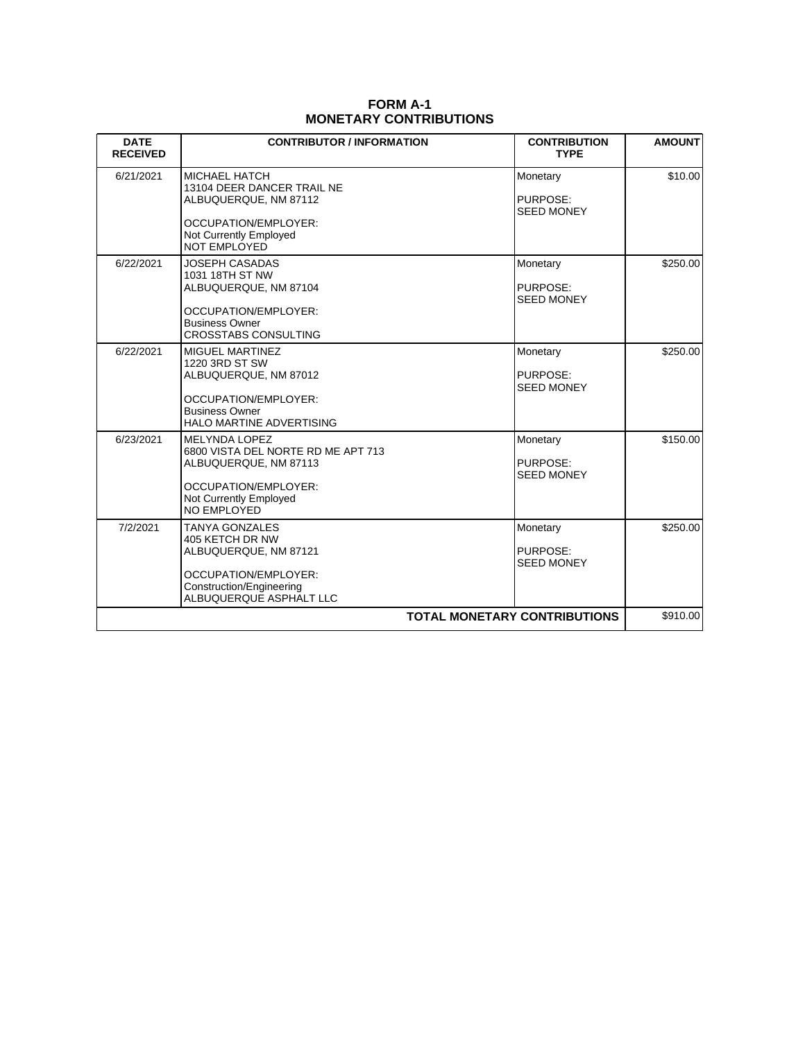# FORM A-1
# MONETARY CONTRIBUTIONS

| DATE RECEIVED | CONTRIBUTOR / INFORMATION | CONTRIBUTION TYPE | AMOUNT |
|---|---|---|---|
| 6/21/2021 | MICHAEL HATCH<br>13104 DEER DANCER TRAIL NE<br>ALBUQUERQUE, NM 87112<br><br>OCCUPATION/EMPLOYER:<br>Not Currently Employed<br>NOT EMPLOYED | Monetary<br><br>PURPOSE:<br>SEED MONEY | $10.00 |
| 6/22/2021 | JOSEPH CASADAS<br>1031 18TH ST NW<br>ALBUQUERQUE, NM 87104<br><br>OCCUPATION/EMPLOYER:<br>Business Owner<br>CROSSTABS CONSULTING | Monetary<br><br>PURPOSE:<br>SEED MONEY | $250.00 |
| 6/22/2021 | MIGUEL MARTINEZ<br>1220 3RD ST SW<br>ALBUQUERQUE, NM 87012<br><br>OCCUPATION/EMPLOYER:<br>Business Owner<br>HALO MARTINE ADVERTISING | Monetary<br><br>PURPOSE:<br>SEED MONEY | $250.00 |
| 6/23/2021 | MELYNDA LOPEZ<br>6800 VISTA DEL NORTE RD ME APT 713<br>ALBUQUERQUE, NM 87113<br><br>OCCUPATION/EMPLOYER:<br>Not Currently Employed<br>NO EMPLOYED | Monetary<br><br>PURPOSE:<br>SEED MONEY | $150.00 |
| 7/2/2021 | TANYA GONZALES<br>405 KETCH DR NW<br>ALBUQUERQUE, NM 87121<br><br>OCCUPATION/EMPLOYER:<br>Construction/Engineering<br>ALBUQUERQUE ASPHALT LLC | Monetary<br><br>PURPOSE:<br>SEED MONEY | $250.00 |
| | | **TOTAL MONETARY CONTRIBUTIONS** | $910.00 |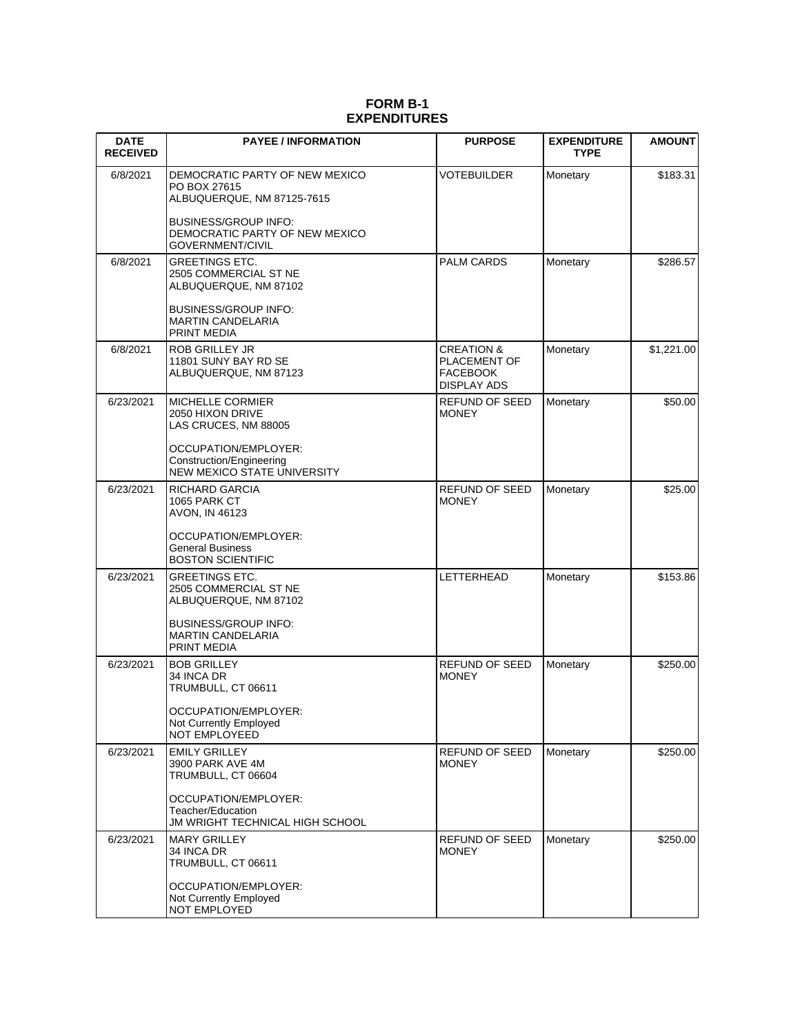**FORM B-1**
**EXPENDITURES**

| DATE RECEIVED | PAYEE / INFORMATION | PURPOSE | EXPENDITURE TYPE | AMOUNT |
|---|---|---|---|---|
| 6/8/2021 | DEMOCRATIC PARTY OF NEW MEXICO<br>PO BOX 27615<br>ALBUQUERQUE, NM 87125-7615<br><br>BUSINESS/GROUP INFO:<br>DEMOCRATIC PARTY OF NEW MEXICO<br>GOVERNMENT/CIVIL | VOTEBUILDER | Monetary | $183.31 |
| 6/8/2021 | GREETINGS ETC.<br>2505 COMMERCIAL ST NE<br>ALBUQUERQUE, NM 87102<br><br>BUSINESS/GROUP INFO:<br>MARTIN CANDELARIA<br>PRINT MEDIA | PALM CARDS | Monetary | $286.57 |
| 6/8/2021 | ROB GRILLEY JR<br>11801 SUNY BAY RD SE<br>ALBUQUERQUE, NM 87123 | CREATION & PLACEMENT OF FACEBOOK DISPLAY ADS | Monetary | $1,221.00 |
| 6/23/2021 | MICHELLE CORMIER<br>2050 HIXON DRIVE<br>LAS CRUCES, NM 88005<br><br>OCCUPATION/EMPLOYER:<br>Construction/Engineering<br>NEW MEXICO STATE UNIVERSITY | REFUND OF SEED MONEY | Monetary | $50.00 |
| 6/23/2021 | RICHARD GARCIA<br>1065 PARK CT<br>AVON, IN 46123<br><br>OCCUPATION/EMPLOYER:<br>General Business<br>BOSTON SCIENTIFIC | REFUND OF SEED MONEY | Monetary | $25.00 |
| 6/23/2021 | GREETINGS ETC.<br>2505 COMMERCIAL ST NE<br>ALBUQUERQUE, NM 87102<br><br>BUSINESS/GROUP INFO:<br>MARTIN CANDELARIA<br>PRINT MEDIA | LETTERHEAD | Monetary | $153.86 |
| 6/23/2021 | BOB GRILLEY<br>34 INCA DR<br>TRUMBULL, CT 06611<br><br>OCCUPATION/EMPLOYER:<br>Not Currently Employed<br>NOT EMPLOYEED | REFUND OF SEED MONEY | Monetary | $250.00 |
| 6/23/2021 | EMILY GRILLEY<br>3900 PARK AVE 4M<br>TRUMBULL, CT 06604<br><br>OCCUPATION/EMPLOYER:<br>Teacher/Education<br>JM WRIGHT TECHNICAL HIGH SCHOOL | REFUND OF SEED MONEY | Monetary | $250.00 |
| 6/23/2021 | MARY GRILLEY<br>34 INCA DR<br>TRUMBULL, CT 06611<br><br>OCCUPATION/EMPLOYER:<br>Not Currently Employed<br>NOT EMPLOYED | REFUND OF SEED MONEY | Monetary | $250.00 |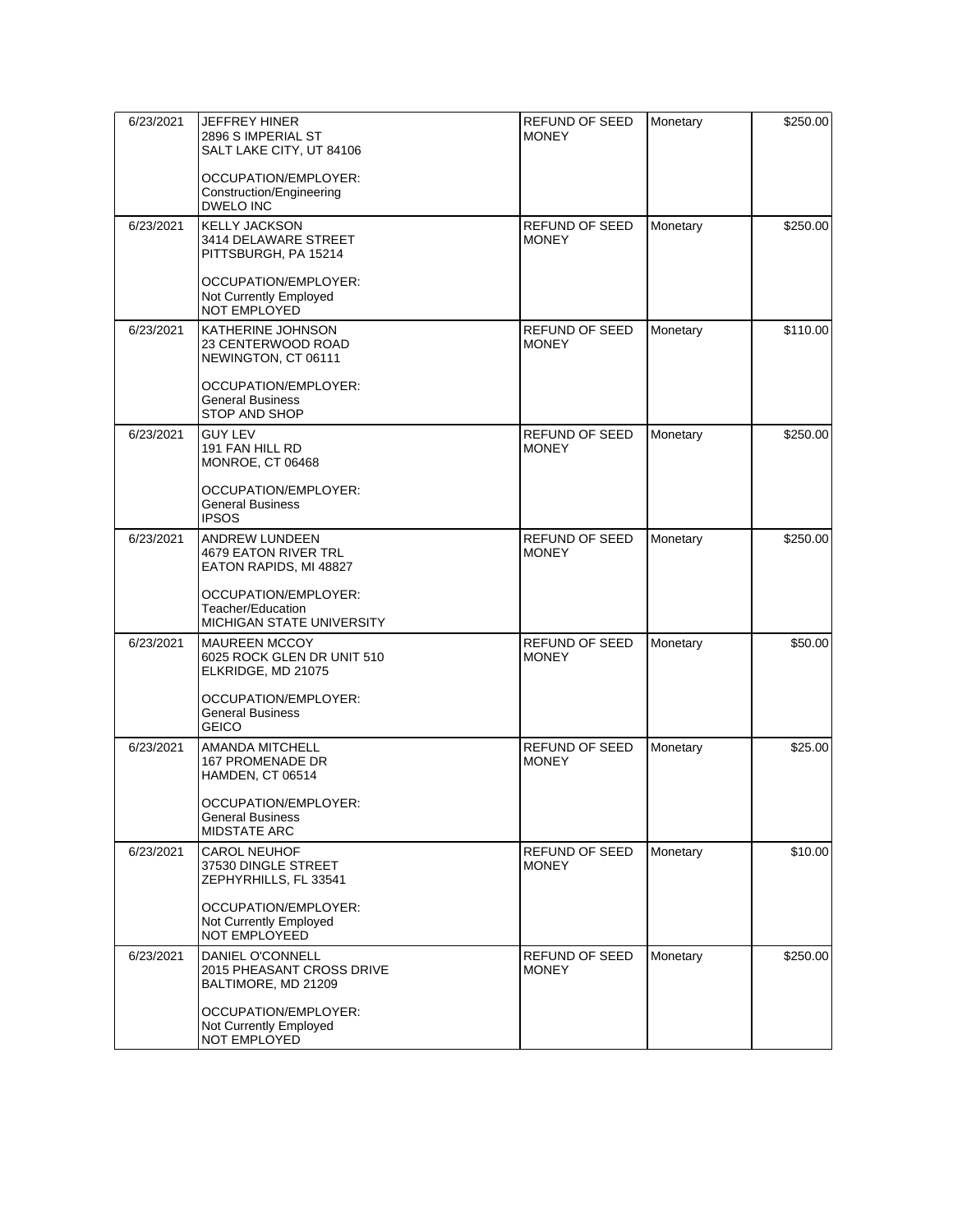| | | | | |
|---|---|---|---|---|
| 6/23/2021 | JEFFREY HINER<br>2896 S IMPERIAL ST<br>SALT LAKE CITY, UT 84106<br><br>OCCUPATION/EMPLOYER:<br>Construction/Engineering<br>DWELO INC | REFUND OF SEED MONEY | Monetary | $250.00 |
| 6/23/2021 | KELLY JACKSON<br>3414 DELAWARE STREET<br>PITTSBURGH, PA 15214<br><br>OCCUPATION/EMPLOYER:<br>Not Currently Employed<br>NOT EMPLOYED | REFUND OF SEED MONEY | Monetary | $250.00 |
| 6/23/2021 | KATHERINE JOHNSON<br>23 CENTERWOOD ROAD<br>NEWINGTON, CT 06111<br><br>OCCUPATION/EMPLOYER:<br>General Business<br>STOP AND SHOP | REFUND OF SEED MONEY | Monetary | $110.00 |
| 6/23/2021 | GUY LEV<br>191 FAN HILL RD<br>MONROE, CT 06468<br><br>OCCUPATION/EMPLOYER:<br>General Business<br>IPSOS | REFUND OF SEED MONEY | Monetary | $250.00 |
| 6/23/2021 | ANDREW LUNDEEN<br>4679 EATON RIVER TRL<br>EATON RAPIDS, MI 48827<br><br>OCCUPATION/EMPLOYER:<br>Teacher/Education<br>MICHIGAN STATE UNIVERSITY | REFUND OF SEED MONEY | Monetary | $250.00 |
| 6/23/2021 | MAUREEN MCCOY<br>6025 ROCK GLEN DR UNIT 510<br>ELKRIDGE, MD 21075<br><br>OCCUPATION/EMPLOYER:<br>General Business<br>GEICO | REFUND OF SEED MONEY | Monetary | $50.00 |
| 6/23/2021 | AMANDA MITCHELL<br>167 PROMENADE DR<br>HAMDEN, CT 06514<br><br>OCCUPATION/EMPLOYER:<br>General Business<br>MIDSTATE ARC | REFUND OF SEED MONEY | Monetary | $25.00 |
| 6/23/2021 | CAROL NEUHOF<br>37530 DINGLE STREET<br>ZEPHYRHILLS, FL 33541<br><br>OCCUPATION/EMPLOYER:<br>Not Currently Employed<br>NOT EMPLOYEED | REFUND OF SEED MONEY | Monetary | $10.00 |
| 6/23/2021 | DANIEL O'CONNELL<br>2015 PHEASANT CROSS DRIVE<br>BALTIMORE, MD 21209<br><br>OCCUPATION/EMPLOYER:<br>Not Currently Employed<br>NOT EMPLOYED | REFUND OF SEED MONEY | Monetary | $250.00 |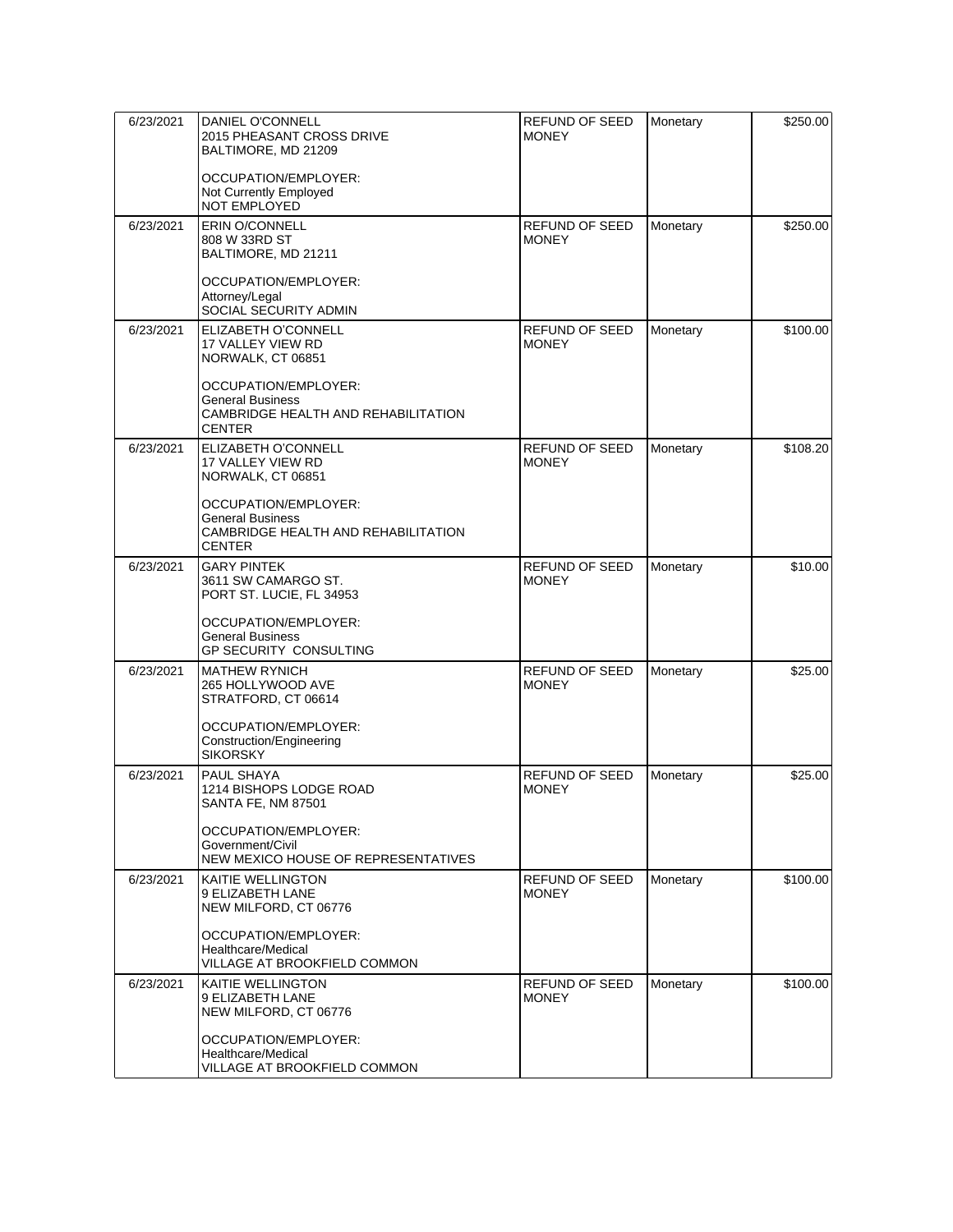| | | | | |
|---|---|---|---|---|
| 6/23/2021 | DANIEL O'CONNELL<br>2015 PHEASANT CROSS DRIVE<br>BALTIMORE, MD 21209<br><br>OCCUPATION/EMPLOYER:<br>Not Currently Employed<br>NOT EMPLOYED | REFUND OF SEED MONEY | Monetary | $250.00 |
| 6/23/2021 | ERIN O/CONNELL<br>808 W 33RD ST<br>BALTIMORE, MD 21211<br><br>OCCUPATION/EMPLOYER:<br>Attorney/Legal<br>SOCIAL SECURITY ADMIN | REFUND OF SEED MONEY | Monetary | $250.00 |
| 6/23/2021 | ELIZABETH O'CONNELL<br>17 VALLEY VIEW RD<br>NORWALK, CT 06851<br><br>OCCUPATION/EMPLOYER:<br>General Business<br>CAMBRIDGE HEALTH AND REHABILITATION CENTER | REFUND OF SEED MONEY | Monetary | $100.00 |
| 6/23/2021 | ELIZABETH O'CONNELL<br>17 VALLEY VIEW RD<br>NORWALK, CT 06851<br><br>OCCUPATION/EMPLOYER:<br>General Business<br>CAMBRIDGE HEALTH AND REHABILITATION CENTER | REFUND OF SEED MONEY | Monetary | $108.20 |
| 6/23/2021 | GARY PINTEK<br>3611 SW CAMARGO ST.<br>PORT ST. LUCIE, FL 34953<br><br>OCCUPATION/EMPLOYER:<br>General Business<br>GP SECURITY CONSULTING | REFUND OF SEED MONEY | Monetary | $10.00 |
| 6/23/2021 | MATHEW RYNICH<br>265 HOLLYWOOD AVE<br>STRATFORD, CT 06614<br><br>OCCUPATION/EMPLOYER:<br>Construction/Engineering<br>SIKORSKY | REFUND OF SEED MONEY | Monetary | $25.00 |
| 6/23/2021 | PAUL SHAYA<br>1214 BISHOPS LODGE ROAD<br>SANTA FE, NM 87501<br><br>OCCUPATION/EMPLOYER:<br>Government/Civil<br>NEW MEXICO HOUSE OF REPRESENTATIVES | REFUND OF SEED MONEY | Monetary | $25.00 |
| 6/23/2021 | KAITIE WELLINGTON<br>9 ELIZABETH LANE<br>NEW MILFORD, CT 06776<br><br>OCCUPATION/EMPLOYER:<br>Healthcare/Medical<br>VILLAGE AT BROOKFIELD COMMON | REFUND OF SEED MONEY | Monetary | $100.00 |
| 6/23/2021 | KAITIE WELLINGTON<br>9 ELIZABETH LANE<br>NEW MILFORD, CT 06776<br><br>OCCUPATION/EMPLOYER:<br>Healthcare/Medical<br>VILLAGE AT BROOKFIELD COMMON | REFUND OF SEED MONEY | Monetary | $100.00 |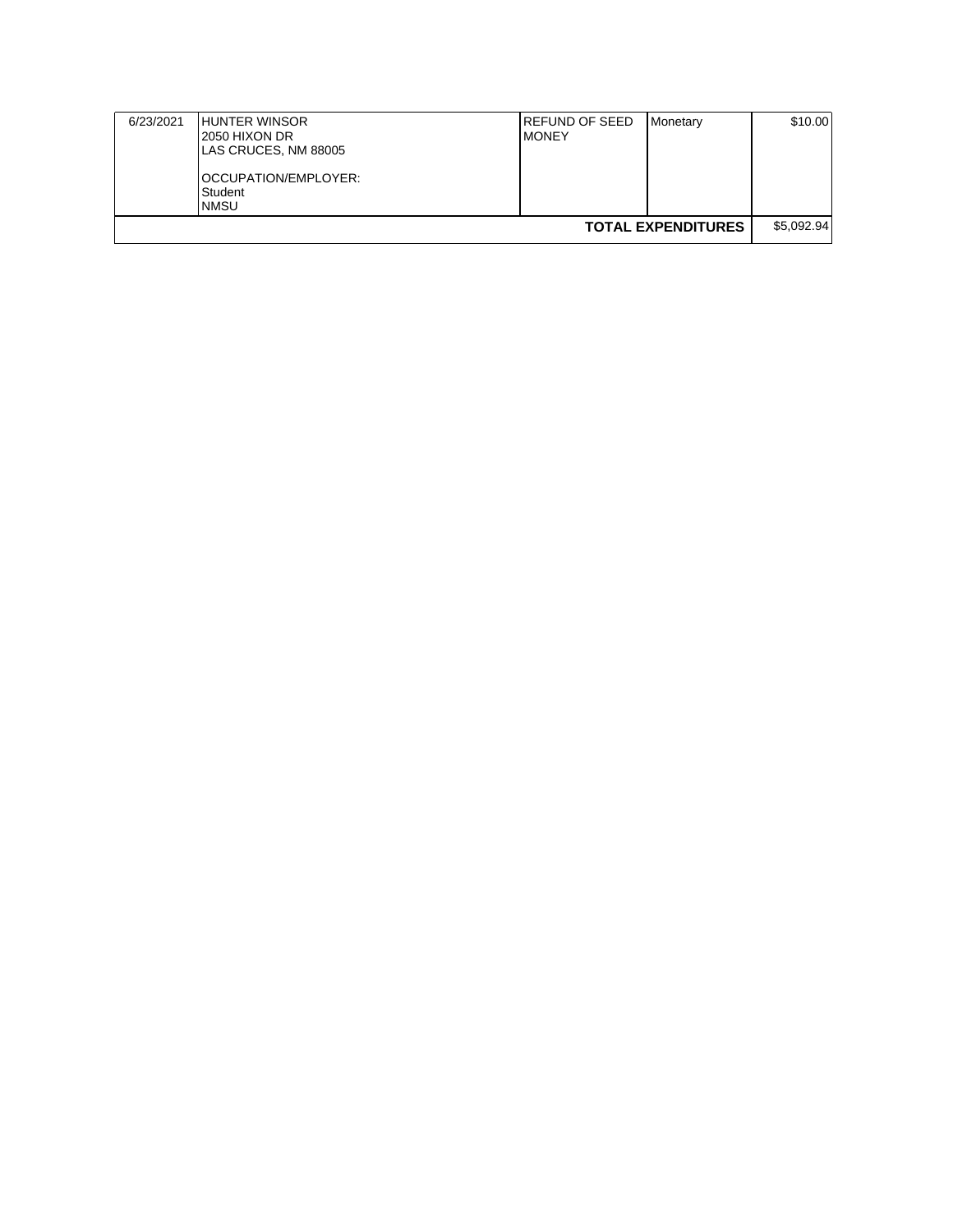| | | | | |
|---|---|---|---|---|
| 6/23/2021 | HUNTER WINSOR<br>2050 HIXON DR<br>LAS CRUCES, NM 88005<br><br>OCCUPATION/EMPLOYER:<br>Student<br>NMSU | REFUND OF SEED MONEY | Monetary | $10.00 |
| | | | **TOTAL EXPENDITURES** | $5,092.94 |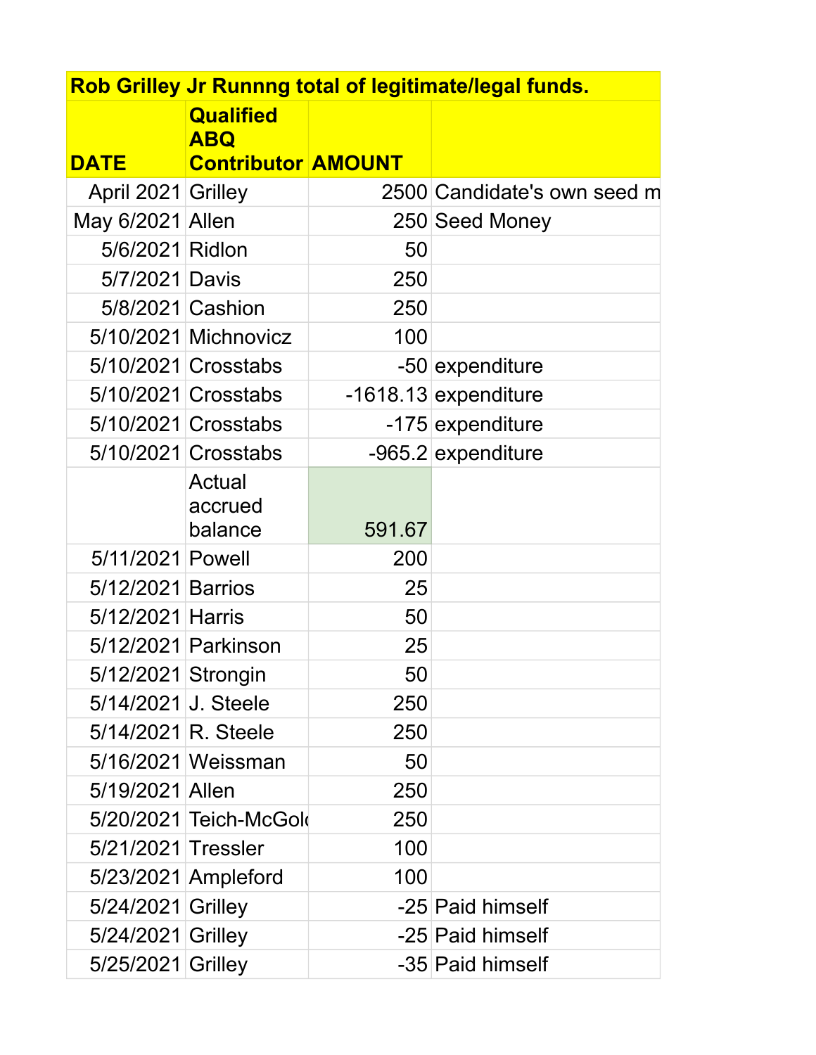| Rob Grilley Jr Runnng total of legitimate/legal funds. | | | |
|---|---|---|---|
| DATE | Qualified ABQ Contributor | AMOUNT | |
| April 2021 | Grilley | 2500 | Candidate's own seed m |
| May 6/2021 | Allen | 250 | Seed Money |
| 5/6/2021 | Ridlon | 50 | |
| 5/7/2021 | Davis | 250 | |
| 5/8/2021 | Cashion | 250 | |
| 5/10/2021 | Michnovicz | 100 | |
| 5/10/2021 | Crosstabs | -50 | expenditure |
| 5/10/2021 | Crosstabs | -1618.13 | expenditure |
| 5/10/2021 | Crosstabs | -175 | expenditure |
| 5/10/2021 | Crosstabs | -965.2 | expenditure |
| | Actual accrued balance | 591.67 | |
| 5/11/2021 | Powell | 200 | |
| 5/12/2021 | Barrios | 25 | |
| 5/12/2021 | Harris | 50 | |
| 5/12/2021 | Parkinson | 25 | |
| 5/12/2021 | Strongin | 50 | |
| 5/14/2021 | J. Steele | 250 | |
| 5/14/2021 | R. Steele | 250 | |
| 5/16/2021 | Weissman | 50 | |
| 5/19/2021 | Allen | 250 | |
| 5/20/2021 | Teich-McGol | 250 | |
| 5/21/2021 | Tressler | 100 | |
| 5/23/2021 | Ampleford | 100 | |
| 5/24/2021 | Grilley | -25 | Paid himself |
| 5/24/2021 | Grilley | -25 | Paid himself |
| 5/25/2021 | Grilley | -35 | Paid himself |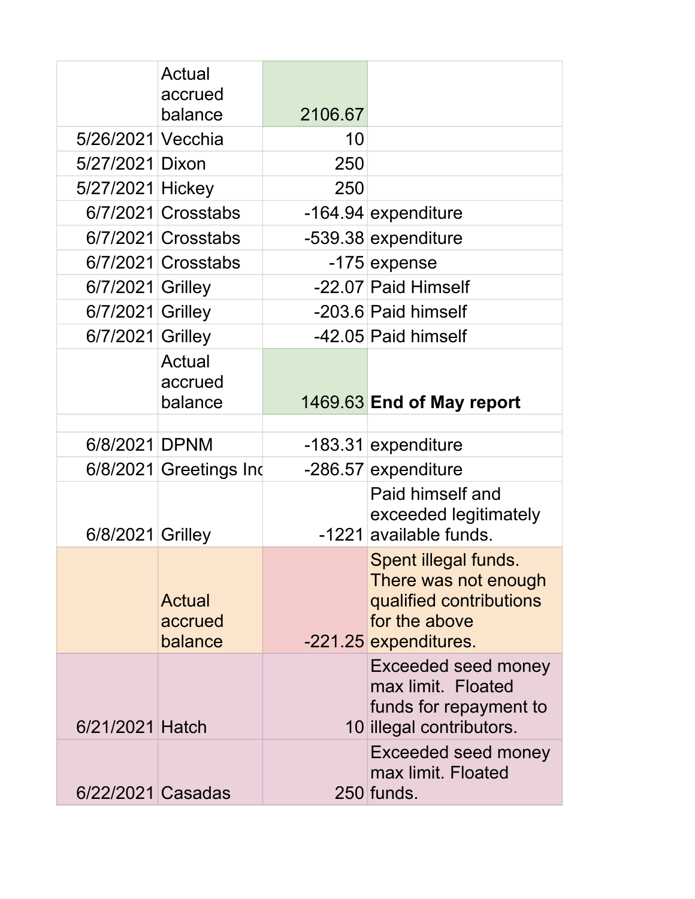| | | | |
|---|---|---|---|
| | Actual accrued balance | 2106.67 | |
| 5/26/2021 | Vecchia | 10 | |
| 5/27/2021 | Dixon | 250 | |
| 5/27/2021 | Hickey | 250 | |
| 6/7/2021 | Crosstabs | -164.94 | expenditure |
| 6/7/2021 | Crosstabs | -539.38 | expenditure |
| 6/7/2021 | Crosstabs | -175 | expense |
| 6/7/2021 | Grilley | -22.07 | Paid Himself |
| 6/7/2021 | Grilley | -203.6 | Paid himself |
| 6/7/2021 | Grilley | -42.05 | Paid himself |
| | Actual accrued balance | 1469.63 | **End of May report** |
| | | | |
| 6/8/2021 | DPNM | -183.31 | expenditure |
| 6/8/2021 | Greetings Inc | -286.57 | expenditure |
| 6/8/2021 | Grilley | -1221 | Paid himself and exceeded legitimately available funds. |
| | Actual accrued balance | -221.25 | Spent illegal funds. There was not enough qualified contributions for the above expenditures. |
| 6/21/2021 | Hatch | 10 | Exceeded seed money max limit. Floated funds for repayment to illegal contributors. |
| 6/22/2021 | Casadas | 250 | Exceeded seed money max limit. Floated funds. |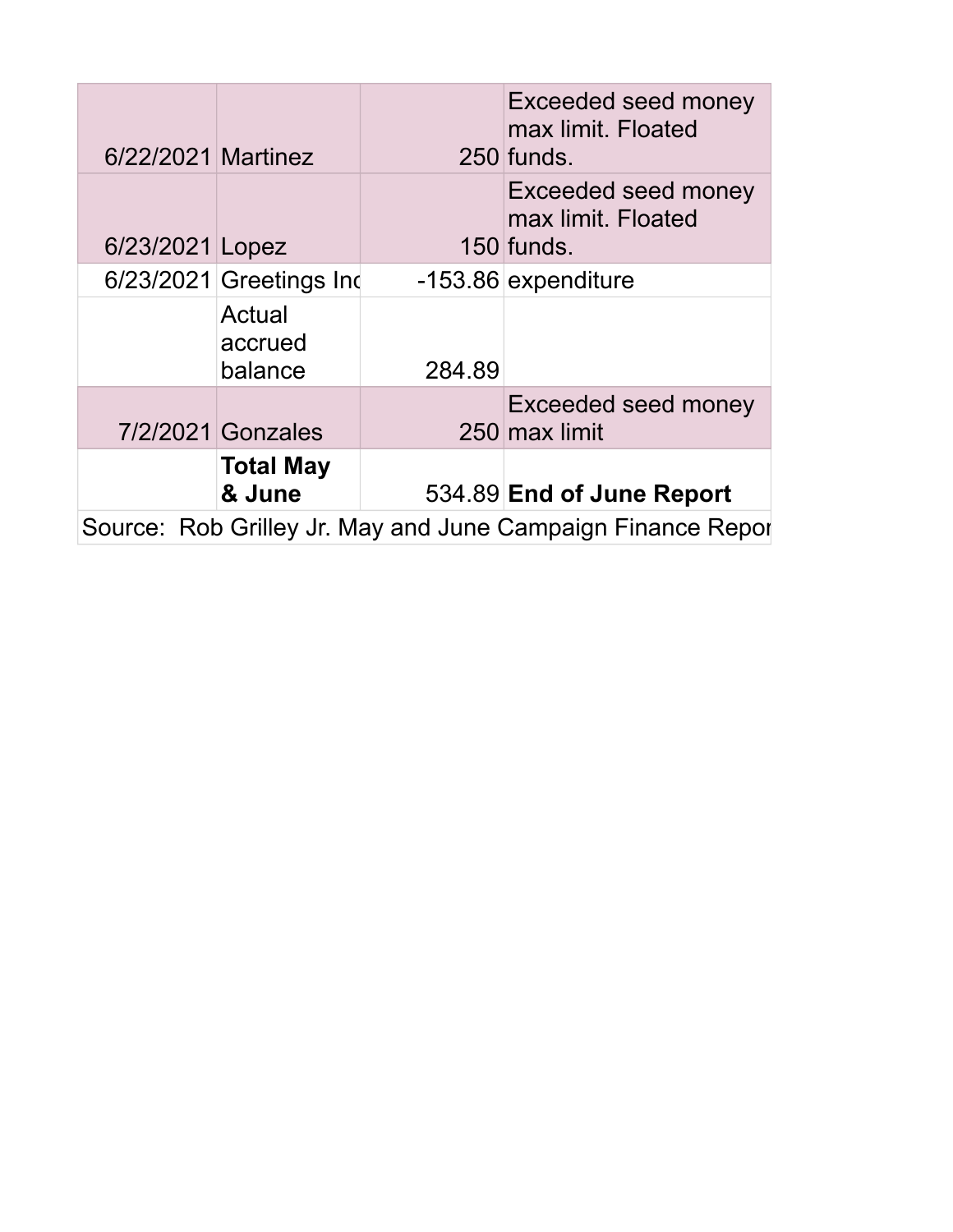| | | | |
|---|---|---|---|
| 6/22/2021 | Martinez | 250 | Exceeded seed money max limit. Floated funds. |
| 6/23/2021 | Lopez | 150 | Exceeded seed money max limit. Floated funds. |
| 6/23/2021 | Greetings Inc | -153.86 | expenditure |
| | Actual accrued balance | 284.89 | |
| 7/2/2021 | Gonzales | 250 | Exceeded seed money max limit |
| | **Total May & June** | 534.89 | **End of June Report** |

Source: Rob Grilley Jr. May and June Campaign Finance Report